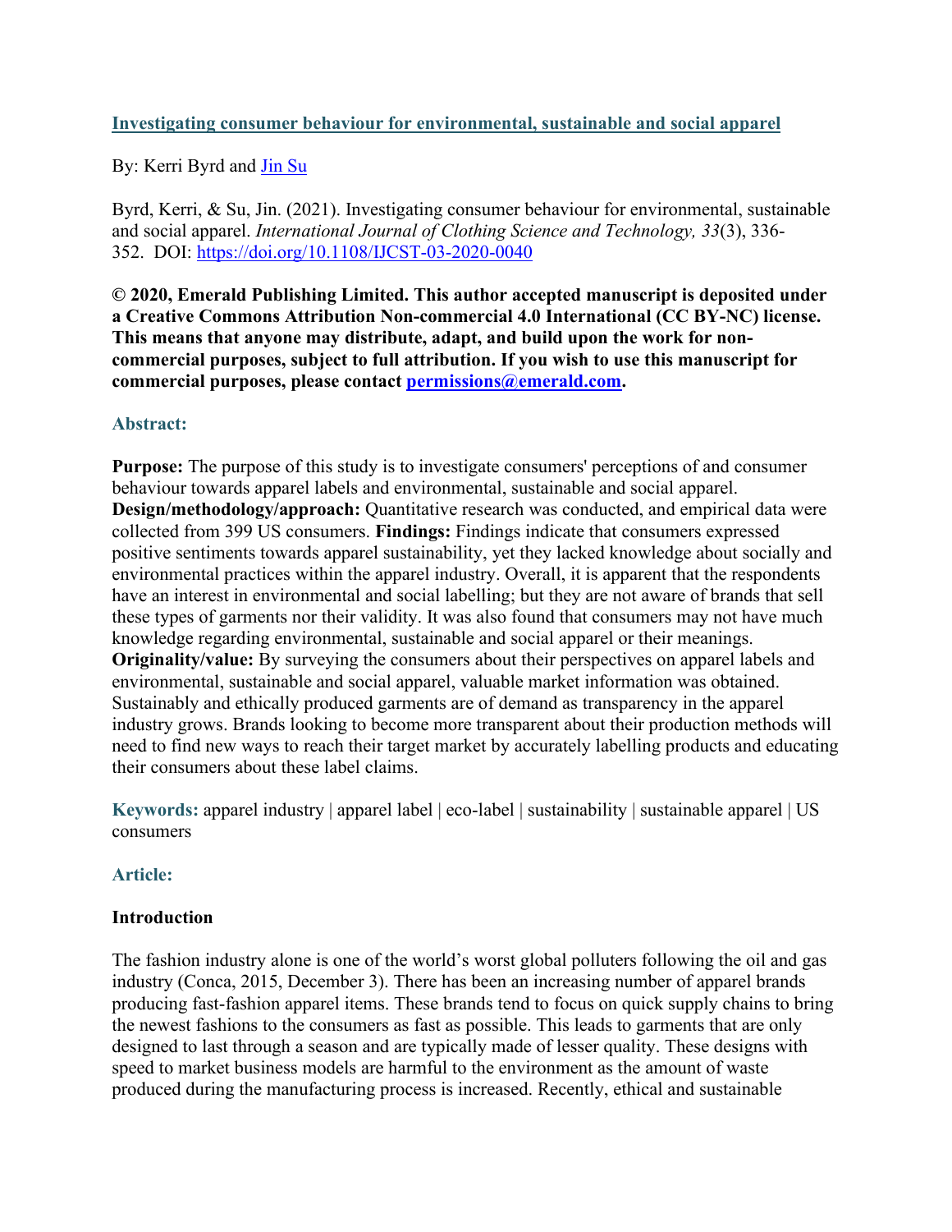# [Investigating consumer behaviour for environmental, sustainable and social apparel](https://doi.org/10.1108/IJCST-03-2020-0040)

By: Kerri Byrd and [Jin Su](#)

Byrd, Kerri, & Su, Jin. (2021). Investigating consumer behaviour for environmental, sustainable and social apparel. *International Journal of Clothing Science and Technology, 33*(3), 336-352. DOI: [https://doi.org/10.1108/IJCST-03-2020-0040](https://doi.org/10.1108/IJCST-03-2020-0040)

**© 2020, Emerald Publishing Limited. This author accepted manuscript is deposited under a Creative Commons Attribution Non-commercial 4.0 International (CC BY-NC) license. This means that anyone may distribute, adapt, and build upon the work for non-commercial purposes, subject to full attribution. If you wish to use this manuscript for commercial purposes, please contact [permissions@emerald.com](mailto:permissions@emerald.com).**

## Abstract:

**Purpose:** The purpose of this study is to investigate consumers' perceptions of and consumer behaviour towards apparel labels and environmental, sustainable and social apparel. **Design/methodology/approach:** Quantitative research was conducted, and empirical data were collected from 399 US consumers. **Findings:** Findings indicate that consumers expressed positive sentiments towards apparel sustainability, yet they lacked knowledge about socially and environmental practices within the apparel industry. Overall, it is apparent that the respondents have an interest in environmental and social labelling; but they are not aware of brands that sell these types of garments nor their validity. It was also found that consumers may not have much knowledge regarding environmental, sustainable and social apparel or their meanings. **Originality/value:** By surveying the consumers about their perspectives on apparel labels and environmental, sustainable and social apparel, valuable market information was obtained. Sustainably and ethically produced garments are of demand as transparency in the apparel industry grows. Brands looking to become more transparent about their production methods will need to find new ways to reach their target market by accurately labelling products and educating their consumers about these label claims.

**Keywords:** apparel industry | apparel label | eco-label | sustainability | sustainable apparel | US consumers

## Article:

### Introduction

The fashion industry alone is one of the world's worst global polluters following the oil and gas industry (Conca, 2015, December 3). There has been an increasing number of apparel brands producing fast-fashion apparel items. These brands tend to focus on quick supply chains to bring the newest fashions to the consumers as fast as possible. This leads to garments that are only designed to last through a season and are typically made of lesser quality. These designs with speed to market business models are harmful to the environment as the amount of waste produced during the manufacturing process is increased. Recently, ethical and sustainable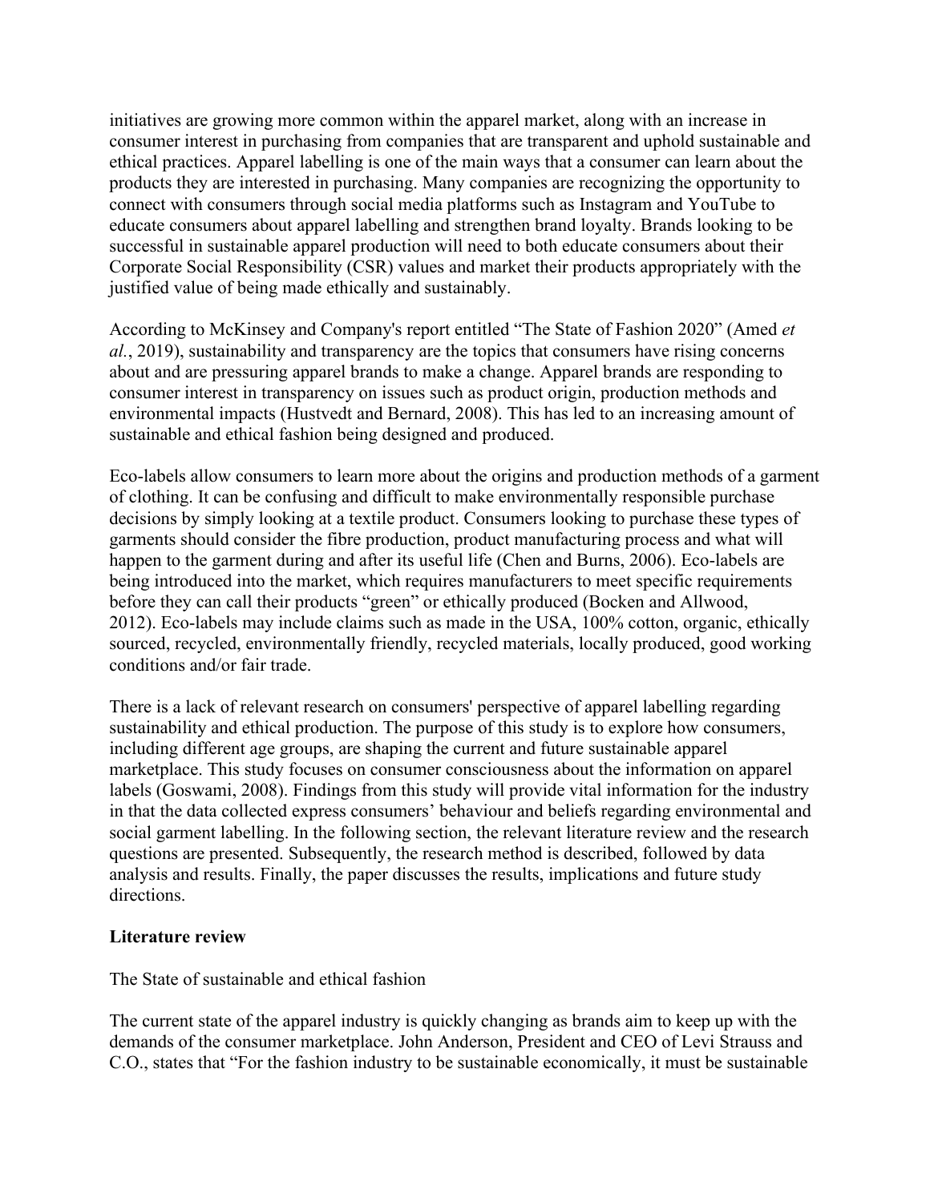initiatives are growing more common within the apparel market, along with an increase in consumer interest in purchasing from companies that are transparent and uphold sustainable and ethical practices. Apparel labelling is one of the main ways that a consumer can learn about the products they are interested in purchasing. Many companies are recognizing the opportunity to connect with consumers through social media platforms such as Instagram and YouTube to educate consumers about apparel labelling and strengthen brand loyalty. Brands looking to be successful in sustainable apparel production will need to both educate consumers about their Corporate Social Responsibility (CSR) values and market their products appropriately with the justified value of being made ethically and sustainably.

According to McKinsey and Company's report entitled "The State of Fashion 2020" (Amed *et al.*, 2019), sustainability and transparency are the topics that consumers have rising concerns about and are pressuring apparel brands to make a change. Apparel brands are responding to consumer interest in transparency on issues such as product origin, production methods and environmental impacts (Hustvedt and Bernard, 2008). This has led to an increasing amount of sustainable and ethical fashion being designed and produced.

Eco-labels allow consumers to learn more about the origins and production methods of a garment of clothing. It can be confusing and difficult to make environmentally responsible purchase decisions by simply looking at a textile product. Consumers looking to purchase these types of garments should consider the fibre production, product manufacturing process and what will happen to the garment during and after its useful life (Chen and Burns, 2006). Eco-labels are being introduced into the market, which requires manufacturers to meet specific requirements before they can call their products "green" or ethically produced (Bocken and Allwood, 2012). Eco-labels may include claims such as made in the USA, 100% cotton, organic, ethically sourced, recycled, environmentally friendly, recycled materials, locally produced, good working conditions and/or fair trade.

There is a lack of relevant research on consumers' perspective of apparel labelling regarding sustainability and ethical production. The purpose of this study is to explore how consumers, including different age groups, are shaping the current and future sustainable apparel marketplace. This study focuses on consumer consciousness about the information on apparel labels (Goswami, 2008). Findings from this study will provide vital information for the industry in that the data collected express consumers' behaviour and beliefs regarding environmental and social garment labelling. In the following section, the relevant literature review and the research questions are presented. Subsequently, the research method is described, followed by data analysis and results. Finally, the paper discusses the results, implications and future study directions.

## Literature review

### The State of sustainable and ethical fashion

The current state of the apparel industry is quickly changing as brands aim to keep up with the demands of the consumer marketplace. John Anderson, President and CEO of Levi Strauss and C.O., states that "For the fashion industry to be sustainable economically, it must be sustainable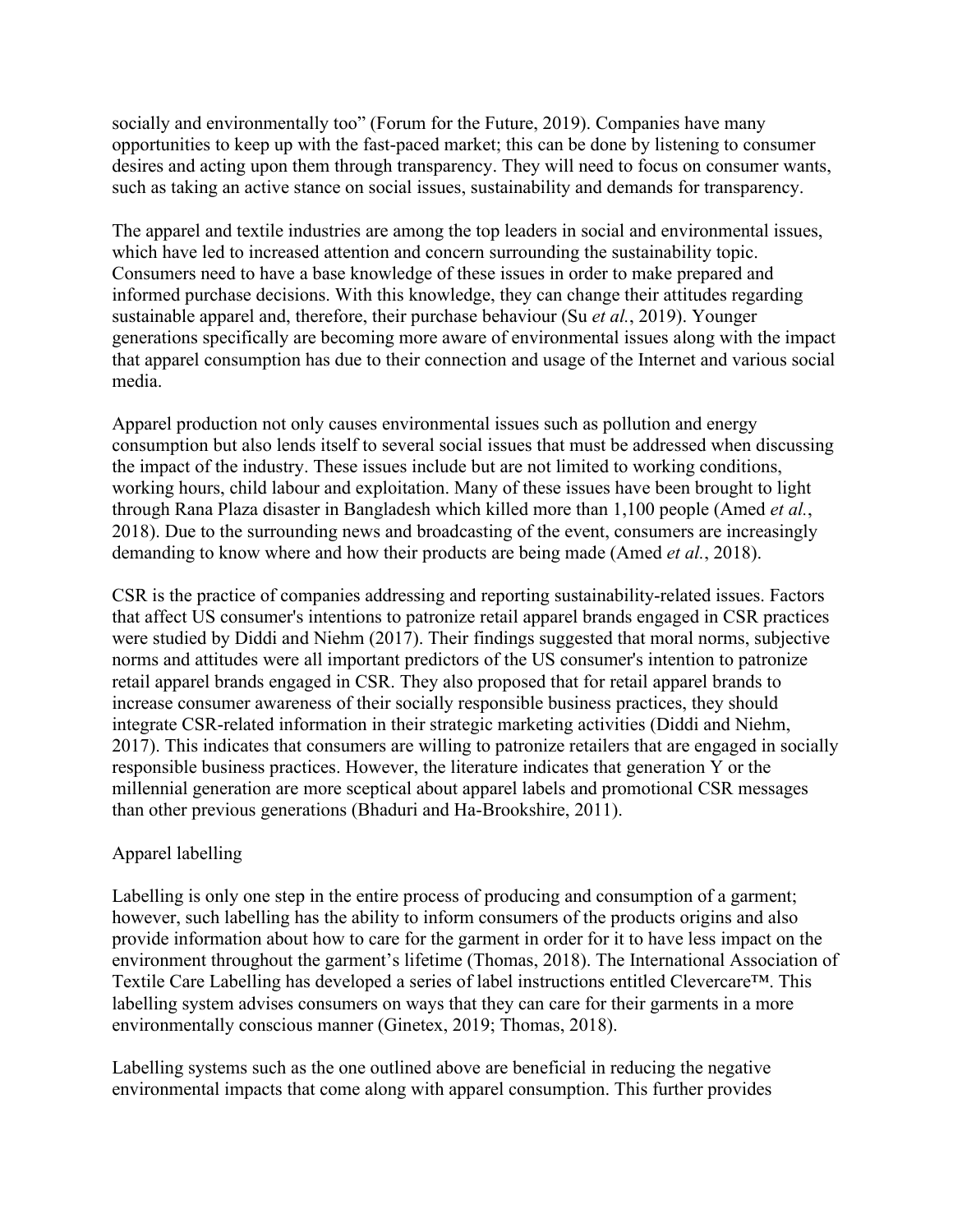socially and environmentally too" (Forum for the Future, 2019). Companies have many opportunities to keep up with the fast-paced market; this can be done by listening to consumer desires and acting upon them through transparency. They will need to focus on consumer wants, such as taking an active stance on social issues, sustainability and demands for transparency.

The apparel and textile industries are among the top leaders in social and environmental issues, which have led to increased attention and concern surrounding the sustainability topic. Consumers need to have a base knowledge of these issues in order to make prepared and informed purchase decisions. With this knowledge, they can change their attitudes regarding sustainable apparel and, therefore, their purchase behaviour (Su *et al.*, 2019). Younger generations specifically are becoming more aware of environmental issues along with the impact that apparel consumption has due to their connection and usage of the Internet and various social media.

Apparel production not only causes environmental issues such as pollution and energy consumption but also lends itself to several social issues that must be addressed when discussing the impact of the industry. These issues include but are not limited to working conditions, working hours, child labour and exploitation. Many of these issues have been brought to light through Rana Plaza disaster in Bangladesh which killed more than 1,100 people (Amed *et al.*, 2018). Due to the surrounding news and broadcasting of the event, consumers are increasingly demanding to know where and how their products are being made (Amed *et al.*, 2018).

CSR is the practice of companies addressing and reporting sustainability-related issues. Factors that affect US consumer's intentions to patronize retail apparel brands engaged in CSR practices were studied by Diddi and Niehm (2017). Their findings suggested that moral norms, subjective norms and attitudes were all important predictors of the US consumer's intention to patronize retail apparel brands engaged in CSR. They also proposed that for retail apparel brands to increase consumer awareness of their socially responsible business practices, they should integrate CSR-related information in their strategic marketing activities (Diddi and Niehm, 2017). This indicates that consumers are willing to patronize retailers that are engaged in socially responsible business practices. However, the literature indicates that generation Y or the millennial generation are more sceptical about apparel labels and promotional CSR messages than other previous generations (Bhaduri and Ha-Brookshire, 2011).

## Apparel labelling

Labelling is only one step in the entire process of producing and consumption of a garment; however, such labelling has the ability to inform consumers of the products origins and also provide information about how to care for the garment in order for it to have less impact on the environment throughout the garment's lifetime (Thomas, 2018). The International Association of Textile Care Labelling has developed a series of label instructions entitled Clevercare™. This labelling system advises consumers on ways that they can care for their garments in a more environmentally conscious manner (Ginetex, 2019; Thomas, 2018).

Labelling systems such as the one outlined above are beneficial in reducing the negative environmental impacts that come along with apparel consumption. This further provides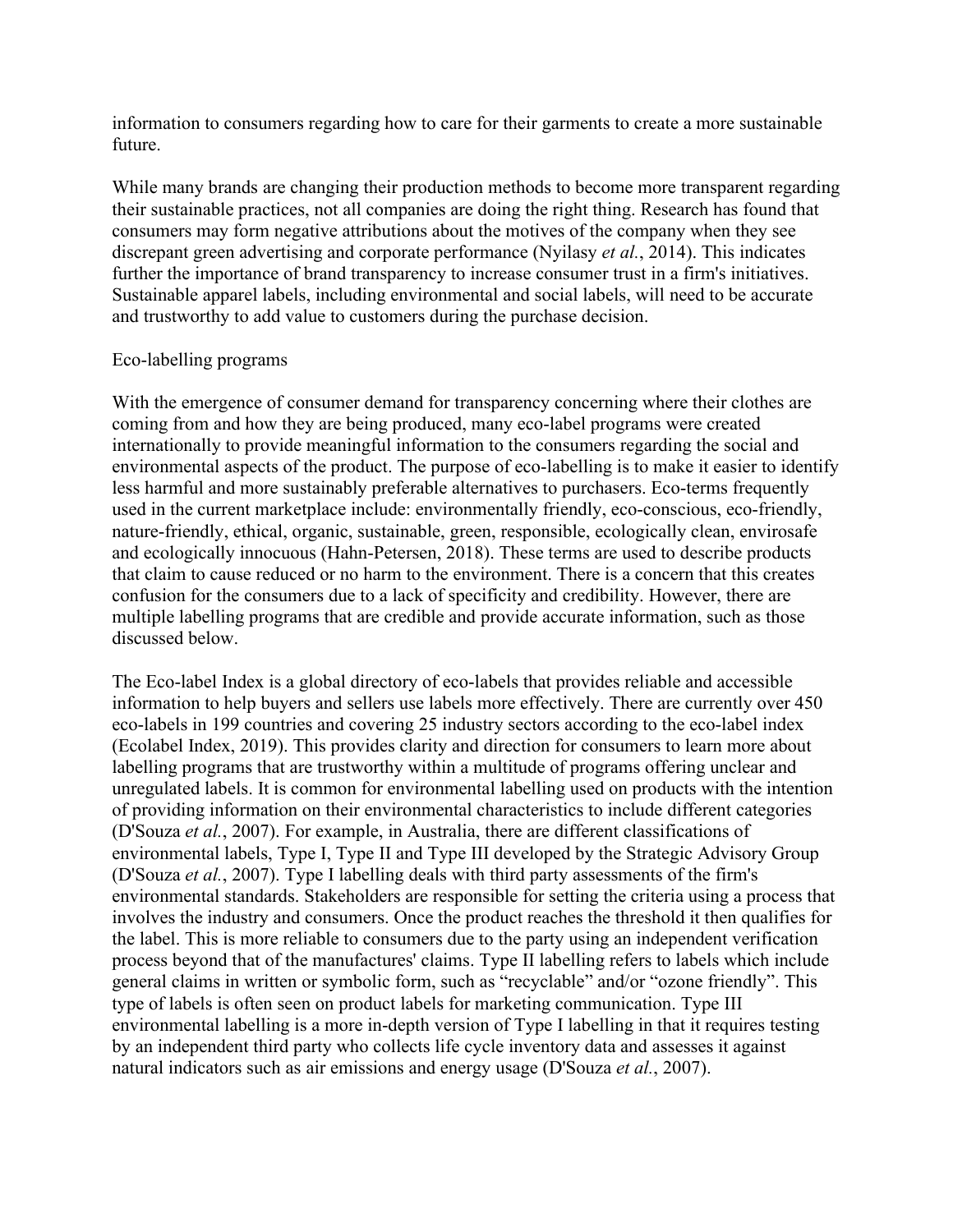information to consumers regarding how to care for their garments to create a more sustainable future.

While many brands are changing their production methods to become more transparent regarding their sustainable practices, not all companies are doing the right thing. Research has found that consumers may form negative attributions about the motives of the company when they see discrepant green advertising and corporate performance (Nyilasy *et al.*, 2014). This indicates further the importance of brand transparency to increase consumer trust in a firm's initiatives. Sustainable apparel labels, including environmental and social labels, will need to be accurate and trustworthy to add value to customers during the purchase decision.

## Eco-labelling programs

With the emergence of consumer demand for transparency concerning where their clothes are coming from and how they are being produced, many eco-label programs were created internationally to provide meaningful information to the consumers regarding the social and environmental aspects of the product. The purpose of eco-labelling is to make it easier to identify less harmful and more sustainably preferable alternatives to purchasers. Eco-terms frequently used in the current marketplace include: environmentally friendly, eco-conscious, eco-friendly, nature-friendly, ethical, organic, sustainable, green, responsible, ecologically clean, envirosafe and ecologically innocuous (Hahn-Petersen, 2018). These terms are used to describe products that claim to cause reduced or no harm to the environment. There is a concern that this creates confusion for the consumers due to a lack of specificity and credibility. However, there are multiple labelling programs that are credible and provide accurate information, such as those discussed below.

The Eco-label Index is a global directory of eco-labels that provides reliable and accessible information to help buyers and sellers use labels more effectively. There are currently over 450 eco-labels in 199 countries and covering 25 industry sectors according to the eco-label index (Ecolabel Index, 2019). This provides clarity and direction for consumers to learn more about labelling programs that are trustworthy within a multitude of programs offering unclear and unregulated labels. It is common for environmental labelling used on products with the intention of providing information on their environmental characteristics to include different categories (D'Souza *et al.*, 2007). For example, in Australia, there are different classifications of environmental labels, Type I, Type II and Type III developed by the Strategic Advisory Group (D'Souza *et al.*, 2007). Type I labelling deals with third party assessments of the firm's environmental standards. Stakeholders are responsible for setting the criteria using a process that involves the industry and consumers. Once the product reaches the threshold it then qualifies for the label. This is more reliable to consumers due to the party using an independent verification process beyond that of the manufactures' claims. Type II labelling refers to labels which include general claims in written or symbolic form, such as "recyclable" and/or "ozone friendly". This type of labels is often seen on product labels for marketing communication. Type III environmental labelling is a more in-depth version of Type I labelling in that it requires testing by an independent third party who collects life cycle inventory data and assesses it against natural indicators such as air emissions and energy usage (D'Souza *et al.*, 2007).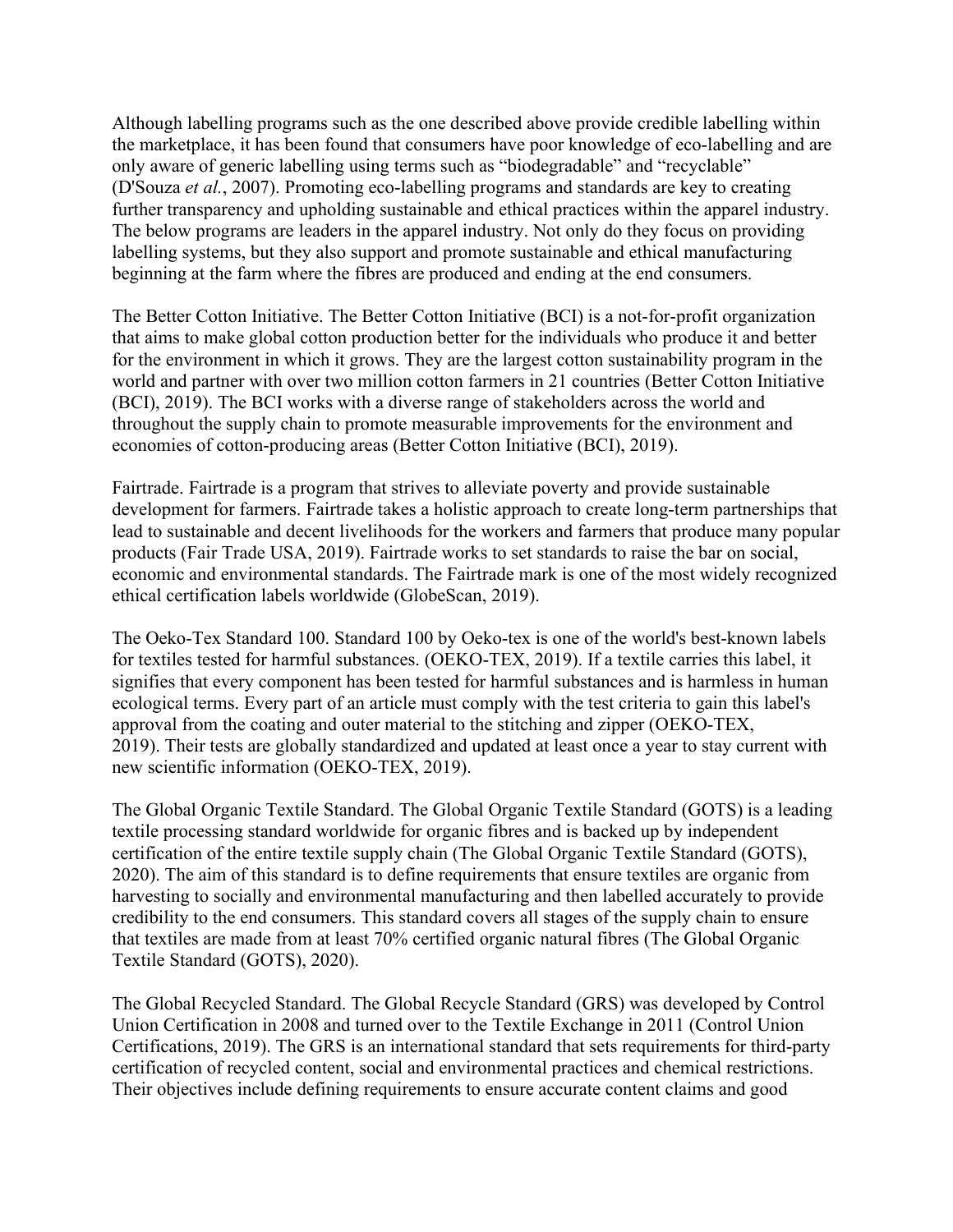Although labelling programs such as the one described above provide credible labelling within the marketplace, it has been found that consumers have poor knowledge of eco-labelling and are only aware of generic labelling using terms such as "biodegradable" and "recyclable" (D'Souza *et al.*, 2007). Promoting eco-labelling programs and standards are key to creating further transparency and upholding sustainable and ethical practices within the apparel industry. The below programs are leaders in the apparel industry. Not only do they focus on providing labelling systems, but they also support and promote sustainable and ethical manufacturing beginning at the farm where the fibres are produced and ending at the end consumers.

The Better Cotton Initiative. The Better Cotton Initiative (BCI) is a not-for-profit organization that aims to make global cotton production better for the individuals who produce it and better for the environment in which it grows. They are the largest cotton sustainability program in the world and partner with over two million cotton farmers in 21 countries (Better Cotton Initiative (BCI), 2019). The BCI works with a diverse range of stakeholders across the world and throughout the supply chain to promote measurable improvements for the environment and economies of cotton-producing areas (Better Cotton Initiative (BCI), 2019).

Fairtrade. Fairtrade is a program that strives to alleviate poverty and provide sustainable development for farmers. Fairtrade takes a holistic approach to create long-term partnerships that lead to sustainable and decent livelihoods for the workers and farmers that produce many popular products (Fair Trade USA, 2019). Fairtrade works to set standards to raise the bar on social, economic and environmental standards. The Fairtrade mark is one of the most widely recognized ethical certification labels worldwide (GlobeScan, 2019).

The Oeko-Tex Standard 100. Standard 100 by Oeko-tex is one of the world's best-known labels for textiles tested for harmful substances. (OEKO-TEX, 2019). If a textile carries this label, it signifies that every component has been tested for harmful substances and is harmless in human ecological terms. Every part of an article must comply with the test criteria to gain this label's approval from the coating and outer material to the stitching and zipper (OEKO-TEX, 2019). Their tests are globally standardized and updated at least once a year to stay current with new scientific information (OEKO-TEX, 2019).

The Global Organic Textile Standard. The Global Organic Textile Standard (GOTS) is a leading textile processing standard worldwide for organic fibres and is backed up by independent certification of the entire textile supply chain (The Global Organic Textile Standard (GOTS), 2020). The aim of this standard is to define requirements that ensure textiles are organic from harvesting to socially and environmental manufacturing and then labelled accurately to provide credibility to the end consumers. This standard covers all stages of the supply chain to ensure that textiles are made from at least 70% certified organic natural fibres (The Global Organic Textile Standard (GOTS), 2020).

The Global Recycled Standard. The Global Recycle Standard (GRS) was developed by Control Union Certification in 2008 and turned over to the Textile Exchange in 2011 (Control Union Certifications, 2019). The GRS is an international standard that sets requirements for third-party certification of recycled content, social and environmental practices and chemical restrictions. Their objectives include defining requirements to ensure accurate content claims and good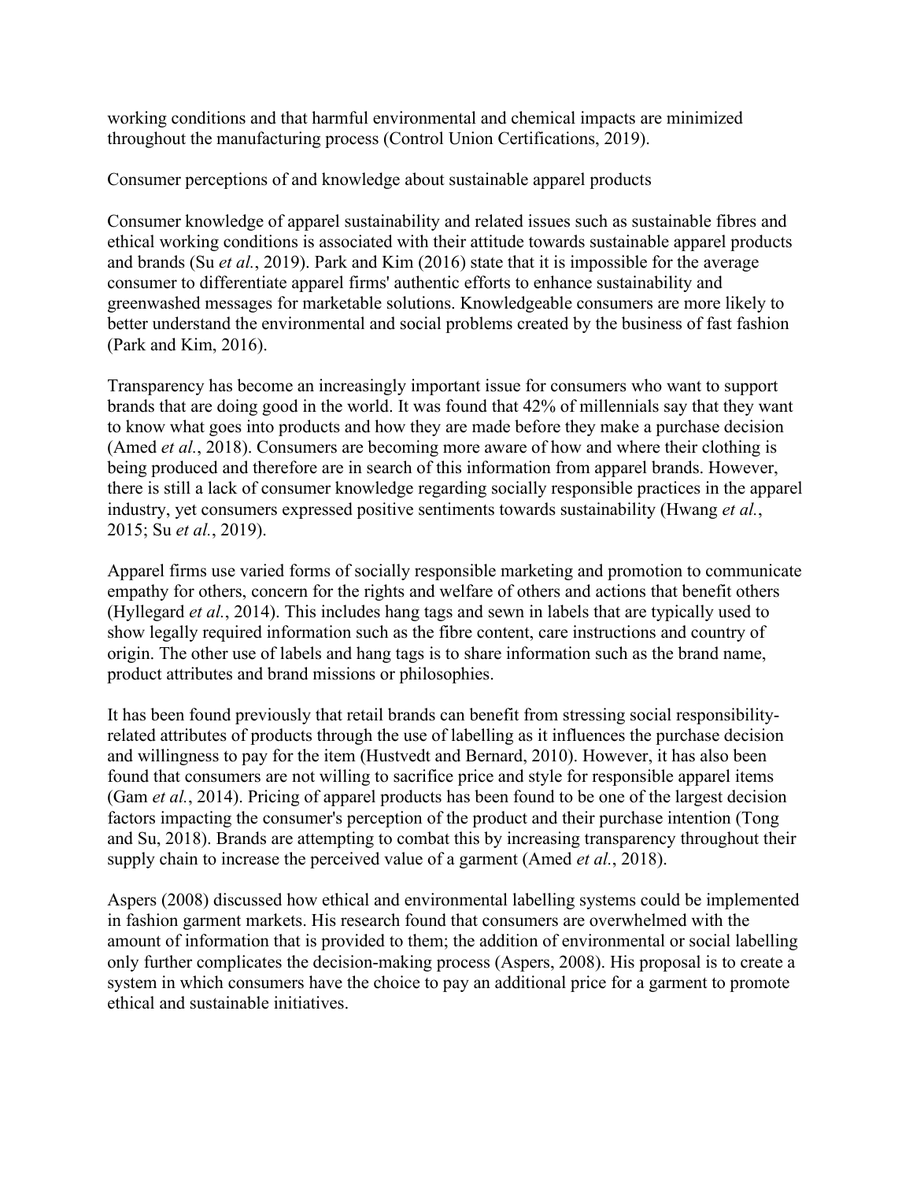working conditions and that harmful environmental and chemical impacts are minimized throughout the manufacturing process (Control Union Certifications, 2019).

## Consumer perceptions of and knowledge about sustainable apparel products

Consumer knowledge of apparel sustainability and related issues such as sustainable fibres and ethical working conditions is associated with their attitude towards sustainable apparel products and brands (Su *et al.*, 2019). Park and Kim (2016) state that it is impossible for the average consumer to differentiate apparel firms' authentic efforts to enhance sustainability and greenwashed messages for marketable solutions. Knowledgeable consumers are more likely to better understand the environmental and social problems created by the business of fast fashion (Park and Kim, 2016).

Transparency has become an increasingly important issue for consumers who want to support brands that are doing good in the world. It was found that 42% of millennials say that they want to know what goes into products and how they are made before they make a purchase decision (Amed *et al.*, 2018). Consumers are becoming more aware of how and where their clothing is being produced and therefore are in search of this information from apparel brands. However, there is still a lack of consumer knowledge regarding socially responsible practices in the apparel industry, yet consumers expressed positive sentiments towards sustainability (Hwang *et al.*, 2015; Su *et al.*, 2019).

Apparel firms use varied forms of socially responsible marketing and promotion to communicate empathy for others, concern for the rights and welfare of others and actions that benefit others (Hyllegard *et al.*, 2014). This includes hang tags and sewn in labels that are typically used to show legally required information such as the fibre content, care instructions and country of origin. The other use of labels and hang tags is to share information such as the brand name, product attributes and brand missions or philosophies.

It has been found previously that retail brands can benefit from stressing social responsibility-related attributes of products through the use of labelling as it influences the purchase decision and willingness to pay for the item (Hustvedt and Bernard, 2010). However, it has also been found that consumers are not willing to sacrifice price and style for responsible apparel items (Gam *et al.*, 2014). Pricing of apparel products has been found to be one of the largest decision factors impacting the consumer's perception of the product and their purchase intention (Tong and Su, 2018). Brands are attempting to combat this by increasing transparency throughout their supply chain to increase the perceived value of a garment (Amed *et al.*, 2018).

Aspers (2008) discussed how ethical and environmental labelling systems could be implemented in fashion garment markets. His research found that consumers are overwhelmed with the amount of information that is provided to them; the addition of environmental or social labelling only further complicates the decision-making process (Aspers, 2008). His proposal is to create a system in which consumers have the choice to pay an additional price for a garment to promote ethical and sustainable initiatives.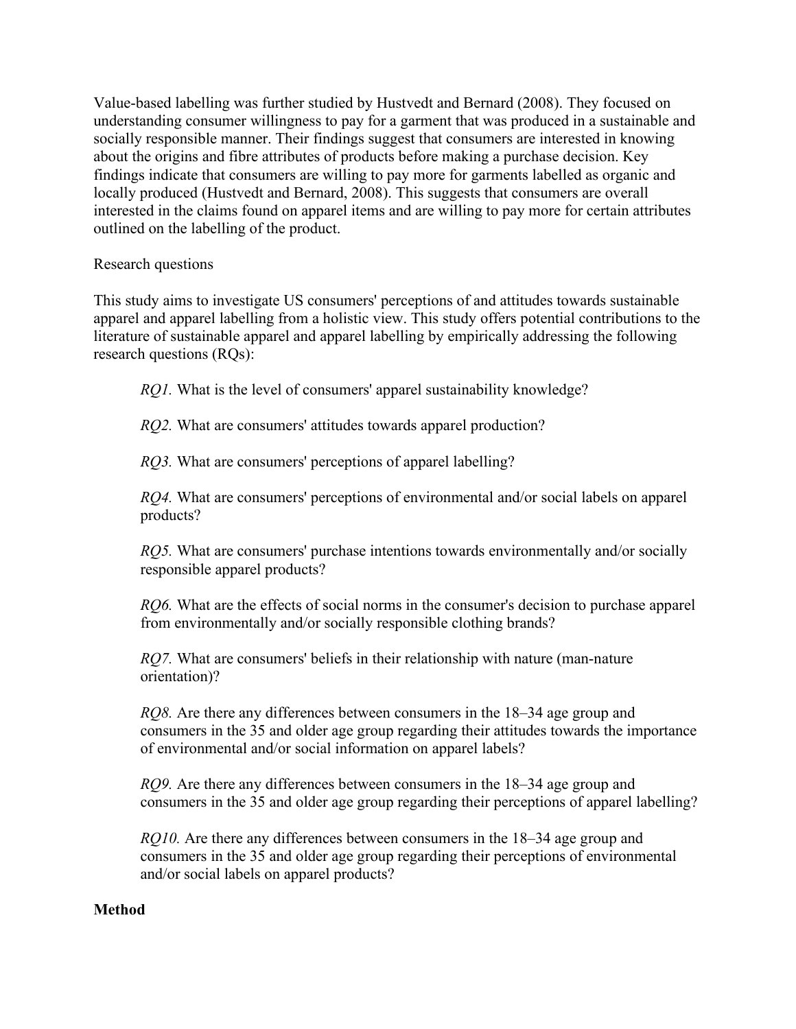Value-based labelling was further studied by Hustvedt and Bernard (2008). They focused on understanding consumer willingness to pay for a garment that was produced in a sustainable and socially responsible manner. Their findings suggest that consumers are interested in knowing about the origins and fibre attributes of products before making a purchase decision. Key findings indicate that consumers are willing to pay more for garments labelled as organic and locally produced (Hustvedt and Bernard, 2008). This suggests that consumers are overall interested in the claims found on apparel items and are willing to pay more for certain attributes outlined on the labelling of the product.

Research questions

This study aims to investigate US consumers' perceptions of and attitudes towards sustainable apparel and apparel labelling from a holistic view. This study offers potential contributions to the literature of sustainable apparel and apparel labelling by empirically addressing the following research questions (RQs):

> *RQ1.* What is the level of consumers' apparel sustainability knowledge?
>
> *RQ2.* What are consumers' attitudes towards apparel production?
>
> *RQ3.* What are consumers' perceptions of apparel labelling?
>
> *RQ4.* What are consumers' perceptions of environmental and/or social labels on apparel products?
>
> *RQ5.* What are consumers' purchase intentions towards environmentally and/or socially responsible apparel products?
>
> *RQ6.* What are the effects of social norms in the consumer's decision to purchase apparel from environmentally and/or socially responsible clothing brands?
>
> *RQ7.* What are consumers' beliefs in their relationship with nature (man-nature orientation)?
>
> *RQ8.* Are there any differences between consumers in the 18–34 age group and consumers in the 35 and older age group regarding their attitudes towards the importance of environmental and/or social information on apparel labels?
>
> *RQ9.* Are there any differences between consumers in the 18–34 age group and consumers in the 35 and older age group regarding their perceptions of apparel labelling?
>
> *RQ10.* Are there any differences between consumers in the 18–34 age group and consumers in the 35 and older age group regarding their perceptions of environmental and/or social labels on apparel products?

**Method**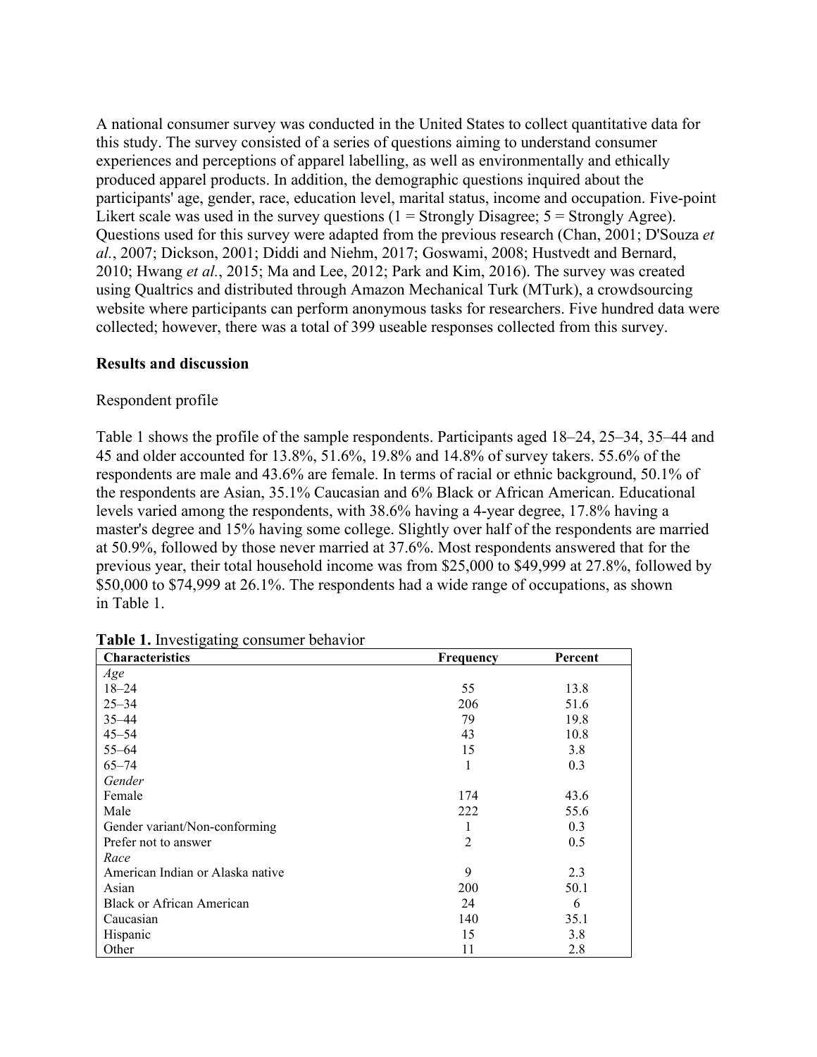A national consumer survey was conducted in the United States to collect quantitative data for this study. The survey consisted of a series of questions aiming to understand consumer experiences and perceptions of apparel labelling, as well as environmentally and ethically produced apparel products. In addition, the demographic questions inquired about the participants' age, gender, race, education level, marital status, income and occupation. Five-point Likert scale was used in the survey questions (1 = Strongly Disagree; 5 = Strongly Agree). Questions used for this survey were adapted from the previous research (Chan, 2001; D'Souza *et al.*, 2007; Dickson, 2001; Diddi and Niehm, 2017; Goswami, 2008; Hustvedt and Bernard, 2010; Hwang *et al.*, 2015; Ma and Lee, 2012; Park and Kim, 2016). The survey was created using Qualtrics and distributed through Amazon Mechanical Turk (MTurk), a crowdsourcing website where participants can perform anonymous tasks for researchers. Five hundred data were collected; however, there was a total of 399 useable responses collected from this survey.

**Results and discussion**

Respondent profile

Table 1 shows the profile of the sample respondents. Participants aged 18–24, 25–34, 35–44 and 45 and older accounted for 13.8%, 51.6%, 19.8% and 14.8% of survey takers. 55.6% of the respondents are male and 43.6% are female. In terms of racial or ethnic background, 50.1% of the respondents are Asian, 35.1% Caucasian and 6% Black or African American. Educational levels varied among the respondents, with 38.6% having a 4-year degree, 17.8% having a master's degree and 15% having some college. Slightly over half of the respondents are married at 50.9%, followed by those never married at 37.6%. Most respondents answered that for the previous year, their total household income was from $25,000 to $49,999 at 27.8%, followed by $50,000 to $74,999 at 26.1%. The respondents had a wide range of occupations, as shown in Table 1.

**Table 1.** Investigating consumer behavior

| Characteristics | Frequency | Percent |
|---|---|---|
| *Age* | | |
| 18–24 | 55 | 13.8 |
| 25–34 | 206 | 51.6 |
| 35–44 | 79 | 19.8 |
| 45–54 | 43 | 10.8 |
| 55–64 | 15 | 3.8 |
| 65–74 | 1 | 0.3 |
| *Gender* | | |
| Female | 174 | 43.6 |
| Male | 222 | 55.6 |
| Gender variant/Non-conforming | 1 | 0.3 |
| Prefer not to answer | 2 | 0.5 |
| *Race* | | |
| American Indian or Alaska native | 9 | 2.3 |
| Asian | 200 | 50.1 |
| Black or African American | 24 | 6 |
| Caucasian | 140 | 35.1 |
| Hispanic | 15 | 3.8 |
| Other | 11 | 2.8 |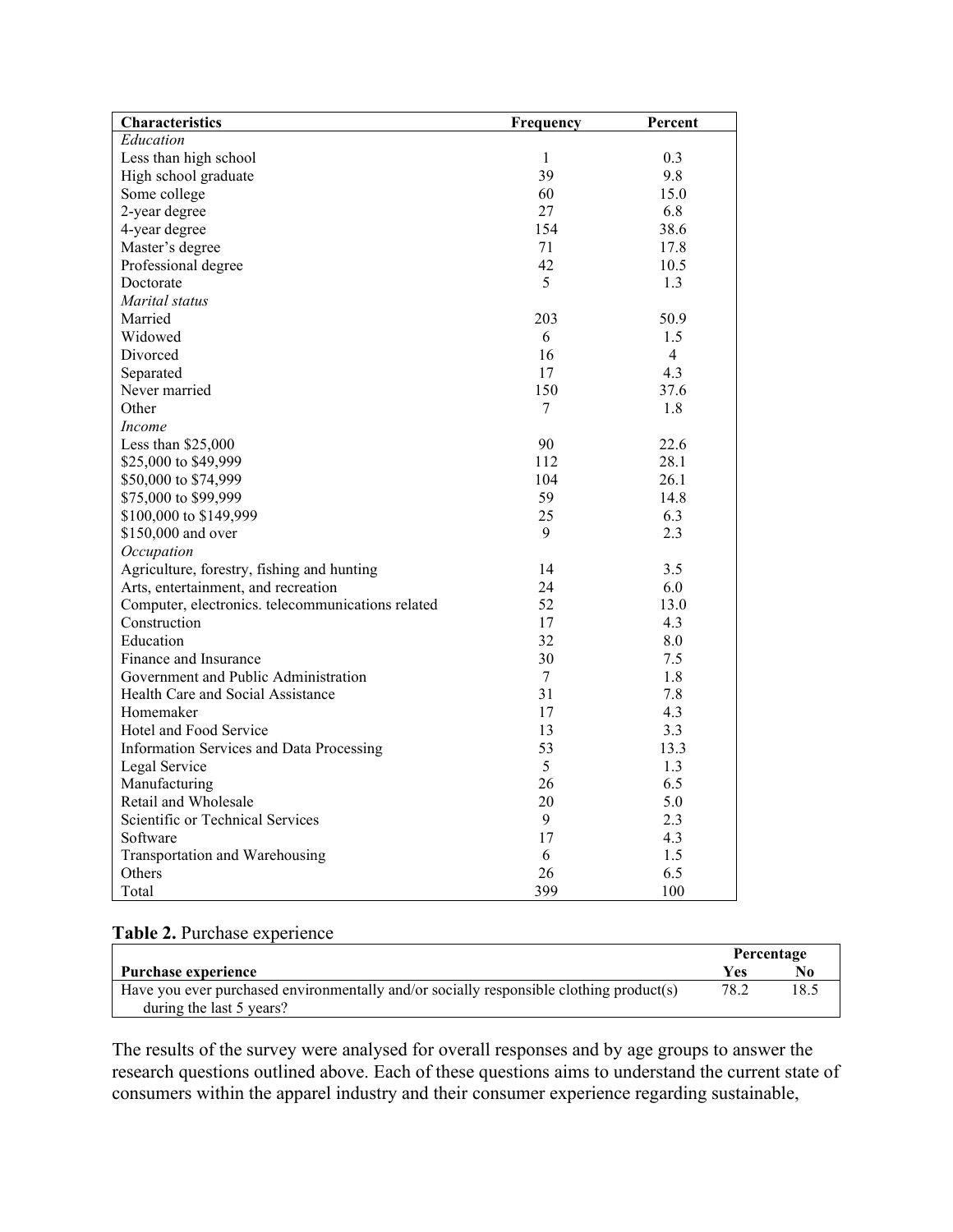| Characteristics | Frequency | Percent |
|---|---|---|
| *Education* | | |
| Less than high school | 1 | 0.3 |
| High school graduate | 39 | 9.8 |
| Some college | 60 | 15.0 |
| 2-year degree | 27 | 6.8 |
| 4-year degree | 154 | 38.6 |
| Master's degree | 71 | 17.8 |
| Professional degree | 42 | 10.5 |
| Doctorate | 5 | 1.3 |
| *Marital status* | | |
| Married | 203 | 50.9 |
| Widowed | 6 | 1.5 |
| Divorced | 16 | 4 |
| Separated | 17 | 4.3 |
| Never married | 150 | 37.6 |
| Other | 7 | 1.8 |
| *Income* | | |
| Less than $25,000 | 90 | 22.6 |
| $25,000 to $49,999 | 112 | 28.1 |
| $50,000 to $74,999 | 104 | 26.1 |
| $75,000 to $99,999 | 59 | 14.8 |
| $100,000 to $149,999 | 25 | 6.3 |
| $150,000 and over | 9 | 2.3 |
| *Occupation* | | |
| Agriculture, forestry, fishing and hunting | 14 | 3.5 |
| Arts, entertainment, and recreation | 24 | 6.0 |
| Computer, electronics. telecommunications related | 52 | 13.0 |
| Construction | 17 | 4.3 |
| Education | 32 | 8.0 |
| Finance and Insurance | 30 | 7.5 |
| Government and Public Administration | 7 | 1.8 |
| Health Care and Social Assistance | 31 | 7.8 |
| Homemaker | 17 | 4.3 |
| Hotel and Food Service | 13 | 3.3 |
| Information Services and Data Processing | 53 | 13.3 |
| Legal Service | 5 | 1.3 |
| Manufacturing | 26 | 6.5 |
| Retail and Wholesale | 20 | 5.0 |
| Scientific or Technical Services | 9 | 2.3 |
| Software | 17 | 4.3 |
| Transportation and Warehousing | 6 | 1.5 |
| Others | 26 | 6.5 |
| Total | 399 | 100 |

**Table 2.** Purchase experience

| | Percentage | |
|---|---|---|
| **Purchase experience** | **Yes** | **No** |
| Have you ever purchased environmentally and/or socially responsible clothing product(s) during the last 5 years? | 78.2 | 18.5 |

The results of the survey were analysed for overall responses and by age groups to answer the research questions outlined above. Each of these questions aims to understand the current state of consumers within the apparel industry and their consumer experience regarding sustainable,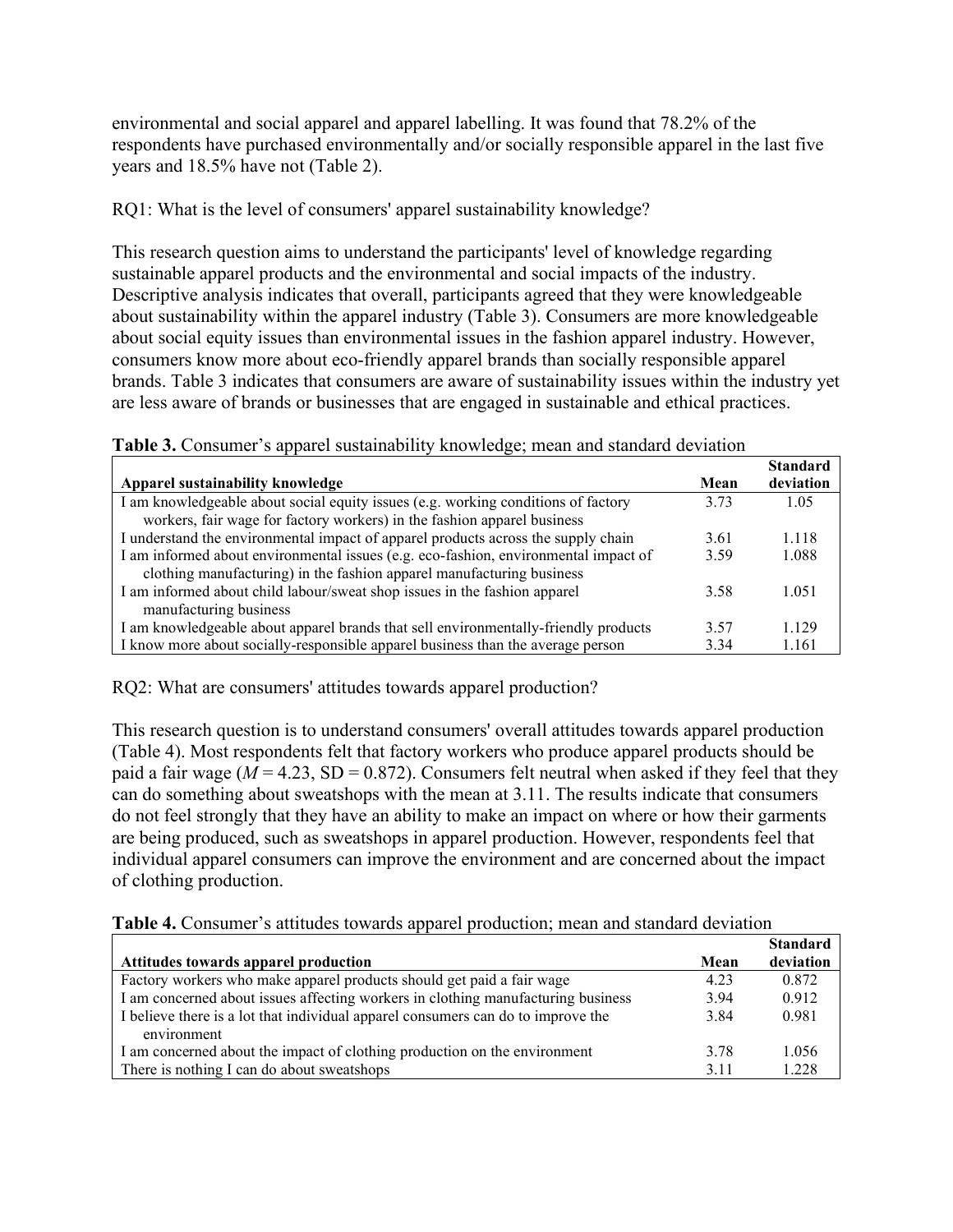environmental and social apparel and apparel labelling. It was found that 78.2% of the respondents have purchased environmentally and/or socially responsible apparel in the last five years and 18.5% have not (Table 2).

RQ1: What is the level of consumers' apparel sustainability knowledge?

This research question aims to understand the participants' level of knowledge regarding sustainable apparel products and the environmental and social impacts of the industry. Descriptive analysis indicates that overall, participants agreed that they were knowledgeable about sustainability within the apparel industry (Table 3). Consumers are more knowledgeable about social equity issues than environmental issues in the fashion apparel industry. However, consumers know more about eco-friendly apparel brands than socially responsible apparel brands. Table 3 indicates that consumers are aware of sustainability issues within the industry yet are less aware of brands or businesses that are engaged in sustainable and ethical practices.

**Table 3.** Consumer's apparel sustainability knowledge; mean and standard deviation

| Apparel sustainability knowledge | Mean | Standard deviation |
|---|---|---|
| I am knowledgeable about social equity issues (e.g. working conditions of factory workers, fair wage for factory workers) in the fashion apparel business | 3.73 | 1.05 |
| I understand the environmental impact of apparel products across the supply chain | 3.61 | 1.118 |
| I am informed about environmental issues (e.g. eco-fashion, environmental impact of clothing manufacturing) in the fashion apparel manufacturing business | 3.59 | 1.088 |
| I am informed about child labour/sweat shop issues in the fashion apparel manufacturing business | 3.58 | 1.051 |
| I am knowledgeable about apparel brands that sell environmentally-friendly products | 3.57 | 1.129 |
| I know more about socially-responsible apparel business than the average person | 3.34 | 1.161 |

RQ2: What are consumers' attitudes towards apparel production?

This research question is to understand consumers' overall attitudes towards apparel production (Table 4). Most respondents felt that factory workers who produce apparel products should be paid a fair wage ($M = 4.23$, SD = 0.872). Consumers felt neutral when asked if they feel that they can do something about sweatshops with the mean at 3.11. The results indicate that consumers do not feel strongly that they have an ability to make an impact on where or how their garments are being produced, such as sweatshops in apparel production. However, respondents feel that individual apparel consumers can improve the environment and are concerned about the impact of clothing production.

**Table 4.** Consumer's attitudes towards apparel production; mean and standard deviation

| Attitudes towards apparel production | Mean | Standard deviation |
|---|---|---|
| Factory workers who make apparel products should get paid a fair wage | 4.23 | 0.872 |
| I am concerned about issues affecting workers in clothing manufacturing business | 3.94 | 0.912 |
| I believe there is a lot that individual apparel consumers can do to improve the environment | 3.84 | 0.981 |
| I am concerned about the impact of clothing production on the environment | 3.78 | 1.056 |
| There is nothing I can do about sweatshops | 3.11 | 1.228 |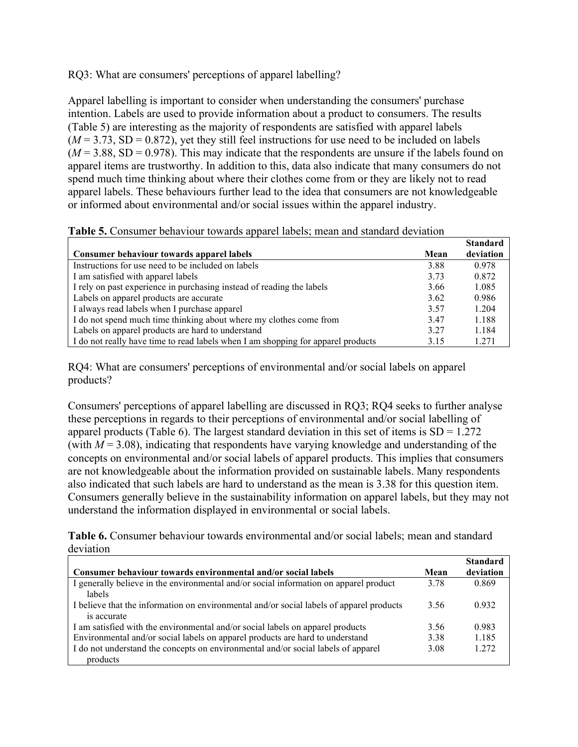RQ3: What are consumers' perceptions of apparel labelling?

Apparel labelling is important to consider when understanding the consumers' purchase intention. Labels are used to provide information about a product to consumers. The results (Table 5) are interesting as the majority of respondents are satisfied with apparel labels ($M = 3.73$, SD = 0.872), yet they still feel instructions for use need to be included on labels ($M = 3.88$, SD = 0.978). This may indicate that the respondents are unsure if the labels found on apparel items are trustworthy. In addition to this, data also indicate that many consumers do not spend much time thinking about where their clothes come from or they are likely not to read apparel labels. These behaviours further lead to the idea that consumers are not knowledgeable or informed about environmental and/or social issues within the apparel industry.

**Table 5.** Consumer behaviour towards apparel labels; mean and standard deviation

| Consumer behaviour towards apparel labels | Mean | Standard deviation |
|---|---|---|
| Instructions for use need to be included on labels | 3.88 | 0.978 |
| I am satisfied with apparel labels | 3.73 | 0.872 |
| I rely on past experience in purchasing instead of reading the labels | 3.66 | 1.085 |
| Labels on apparel products are accurate | 3.62 | 0.986 |
| I always read labels when I purchase apparel | 3.57 | 1.204 |
| I do not spend much time thinking about where my clothes come from | 3.47 | 1.188 |
| Labels on apparel products are hard to understand | 3.27 | 1.184 |
| I do not really have time to read labels when I am shopping for apparel products | 3.15 | 1.271 |

RQ4: What are consumers' perceptions of environmental and/or social labels on apparel products?

Consumers' perceptions of apparel labelling are discussed in RQ3; RQ4 seeks to further analyse these perceptions in regards to their perceptions of environmental and/or social labelling of apparel products (Table 6). The largest standard deviation in this set of items is SD = 1.272 (with $M = 3.08$), indicating that respondents have varying knowledge and understanding of the concepts on environmental and/or social labels of apparel products. This implies that consumers are not knowledgeable about the information provided on sustainable labels. Many respondents also indicated that such labels are hard to understand as the mean is 3.38 for this question item. Consumers generally believe in the sustainability information on apparel labels, but they may not understand the information displayed in environmental or social labels.

**Table 6.** Consumer behaviour towards environmental and/or social labels; mean and standard deviation

| Consumer behaviour towards environmental and/or social labels | Mean | Standard deviation |
|---|---|---|
| I generally believe in the environmental and/or social information on apparel product labels | 3.78 | 0.869 |
| I believe that the information on environmental and/or social labels of apparel products is accurate | 3.56 | 0.932 |
| I am satisfied with the environmental and/or social labels on apparel products | 3.56 | 0.983 |
| Environmental and/or social labels on apparel products are hard to understand | 3.38 | 1.185 |
| I do not understand the concepts on environmental and/or social labels of apparel products | 3.08 | 1.272 |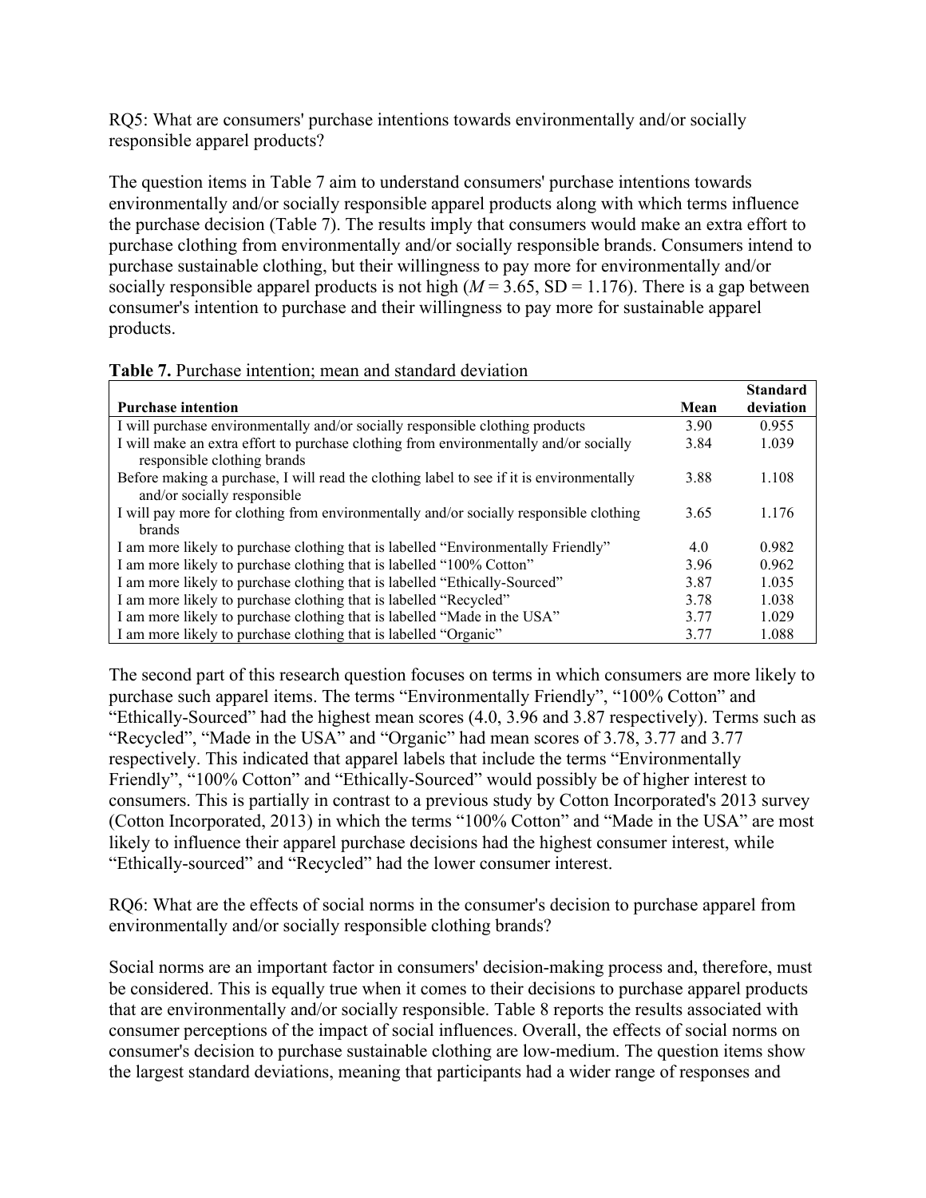RQ5: What are consumers' purchase intentions towards environmentally and/or socially responsible apparel products?

The question items in Table 7 aim to understand consumers' purchase intentions towards environmentally and/or socially responsible apparel products along with which terms influence the purchase decision (Table 7). The results imply that consumers would make an extra effort to purchase clothing from environmentally and/or socially responsible brands. Consumers intend to purchase sustainable clothing, but their willingness to pay more for environmentally and/or socially responsible apparel products is not high ($M = 3.65$, SD = 1.176). There is a gap between consumer's intention to purchase and their willingness to pay more for sustainable apparel products.

**Table 7.** Purchase intention; mean and standard deviation

| Purchase intention | Mean | Standard deviation |
|---|---|---|
| I will purchase environmentally and/or socially responsible clothing products | 3.90 | 0.955 |
| I will make an extra effort to purchase clothing from environmentally and/or socially responsible clothing brands | 3.84 | 1.039 |
| Before making a purchase, I will read the clothing label to see if it is environmentally and/or socially responsible | 3.88 | 1.108 |
| I will pay more for clothing from environmentally and/or socially responsible clothing brands | 3.65 | 1.176 |
| I am more likely to purchase clothing that is labelled "Environmentally Friendly" | 4.0 | 0.982 |
| I am more likely to purchase clothing that is labelled "100% Cotton" | 3.96 | 0.962 |
| I am more likely to purchase clothing that is labelled "Ethically-Sourced" | 3.87 | 1.035 |
| I am more likely to purchase clothing that is labelled "Recycled" | 3.78 | 1.038 |
| I am more likely to purchase clothing that is labelled "Made in the USA" | 3.77 | 1.029 |
| I am more likely to purchase clothing that is labelled "Organic" | 3.77 | 1.088 |

The second part of this research question focuses on terms in which consumers are more likely to purchase such apparel items. The terms "Environmentally Friendly", "100% Cotton" and "Ethically-Sourced" had the highest mean scores (4.0, 3.96 and 3.87 respectively). Terms such as "Recycled", "Made in the USA" and "Organic" had mean scores of 3.78, 3.77 and 3.77 respectively. This indicated that apparel labels that include the terms "Environmentally Friendly", "100% Cotton" and "Ethically-Sourced" would possibly be of higher interest to consumers. This is partially in contrast to a previous study by Cotton Incorporated's 2013 survey (Cotton Incorporated, 2013) in which the terms "100% Cotton" and "Made in the USA" are most likely to influence their apparel purchase decisions had the highest consumer interest, while "Ethically-sourced" and "Recycled" had the lower consumer interest.

RQ6: What are the effects of social norms in the consumer's decision to purchase apparel from environmentally and/or socially responsible clothing brands?

Social norms are an important factor in consumers' decision-making process and, therefore, must be considered. This is equally true when it comes to their decisions to purchase apparel products that are environmentally and/or socially responsible. Table 8 reports the results associated with consumer perceptions of the impact of social influences. Overall, the effects of social norms on consumer's decision to purchase sustainable clothing are low-medium. The question items show the largest standard deviations, meaning that participants had a wider range of responses and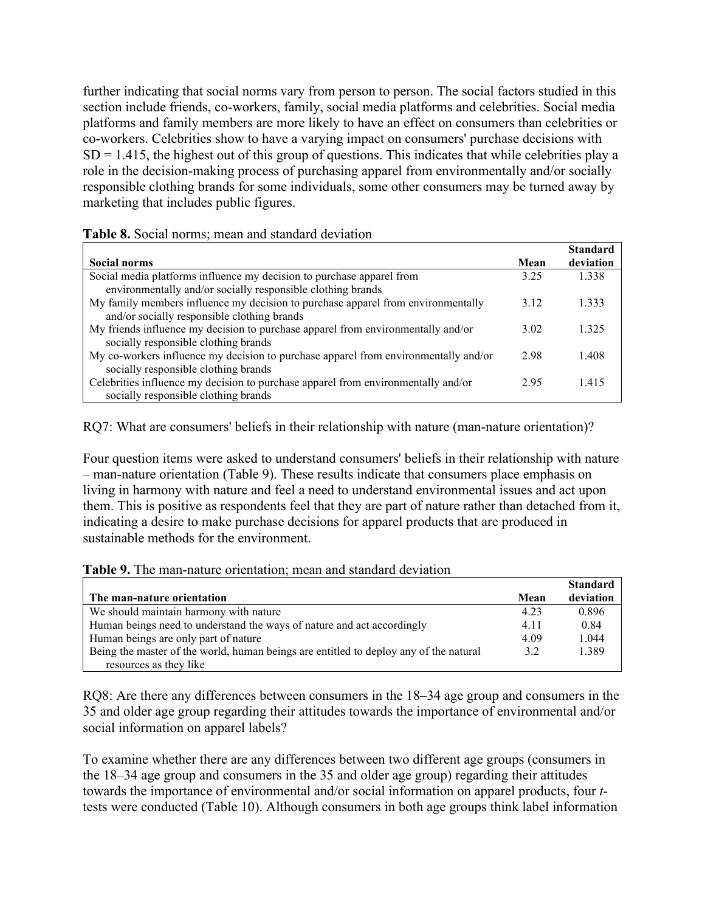further indicating that social norms vary from person to person. The social factors studied in this section include friends, co-workers, family, social media platforms and celebrities. Social media platforms and family members are more likely to have an effect on consumers than celebrities or co-workers. Celebrities show to have a varying impact on consumers' purchase decisions with SD = 1.415, the highest out of this group of questions. This indicates that while celebrities play a role in the decision-making process of purchasing apparel from environmentally and/or socially responsible clothing brands for some individuals, some other consumers may be turned away by marketing that includes public figures.

**Table 8.** Social norms; mean and standard deviation

| Social norms | Mean | Standard deviation |
|---|---|---|
| Social media platforms influence my decision to purchase apparel from environmentally and/or socially responsible clothing brands | 3.25 | 1.338 |
| My family members influence my decision to purchase apparel from environmentally and/or socially responsible clothing brands | 3.12 | 1.333 |
| My friends influence my decision to purchase apparel from environmentally and/or socially responsible clothing brands | 3.02 | 1.325 |
| My co-workers influence my decision to purchase apparel from environmentally and/or socially responsible clothing brands | 2.98 | 1.408 |
| Celebrities influence my decision to purchase apparel from environmentally and/or socially responsible clothing brands | 2.95 | 1.415 |

RQ7: What are consumers' beliefs in their relationship with nature (man-nature orientation)?

Four question items were asked to understand consumers' beliefs in their relationship with nature – man-nature orientation (Table 9). These results indicate that consumers place emphasis on living in harmony with nature and feel a need to understand environmental issues and act upon them. This is positive as respondents feel that they are part of nature rather than detached from it, indicating a desire to make purchase decisions for apparel products that are produced in sustainable methods for the environment.

**Table 9.** The man-nature orientation; mean and standard deviation

| The man-nature orientation | Mean | Standard deviation |
|---|---|---|
| We should maintain harmony with nature | 4.23 | 0.896 |
| Human beings need to understand the ways of nature and act accordingly | 4.11 | 0.84 |
| Human beings are only part of nature | 4.09 | 1.044 |
| Being the master of the world, human beings are entitled to deploy any of the natural resources as they like | 3.2 | 1.389 |

RQ8: Are there any differences between consumers in the 18–34 age group and consumers in the 35 and older age group regarding their attitudes towards the importance of environmental and/or social information on apparel labels?

To examine whether there are any differences between two different age groups (consumers in the 18–34 age group and consumers in the 35 and older age group) regarding their attitudes towards the importance of environmental and/or social information on apparel products, four *t*-tests were conducted (Table 10). Although consumers in both age groups think label information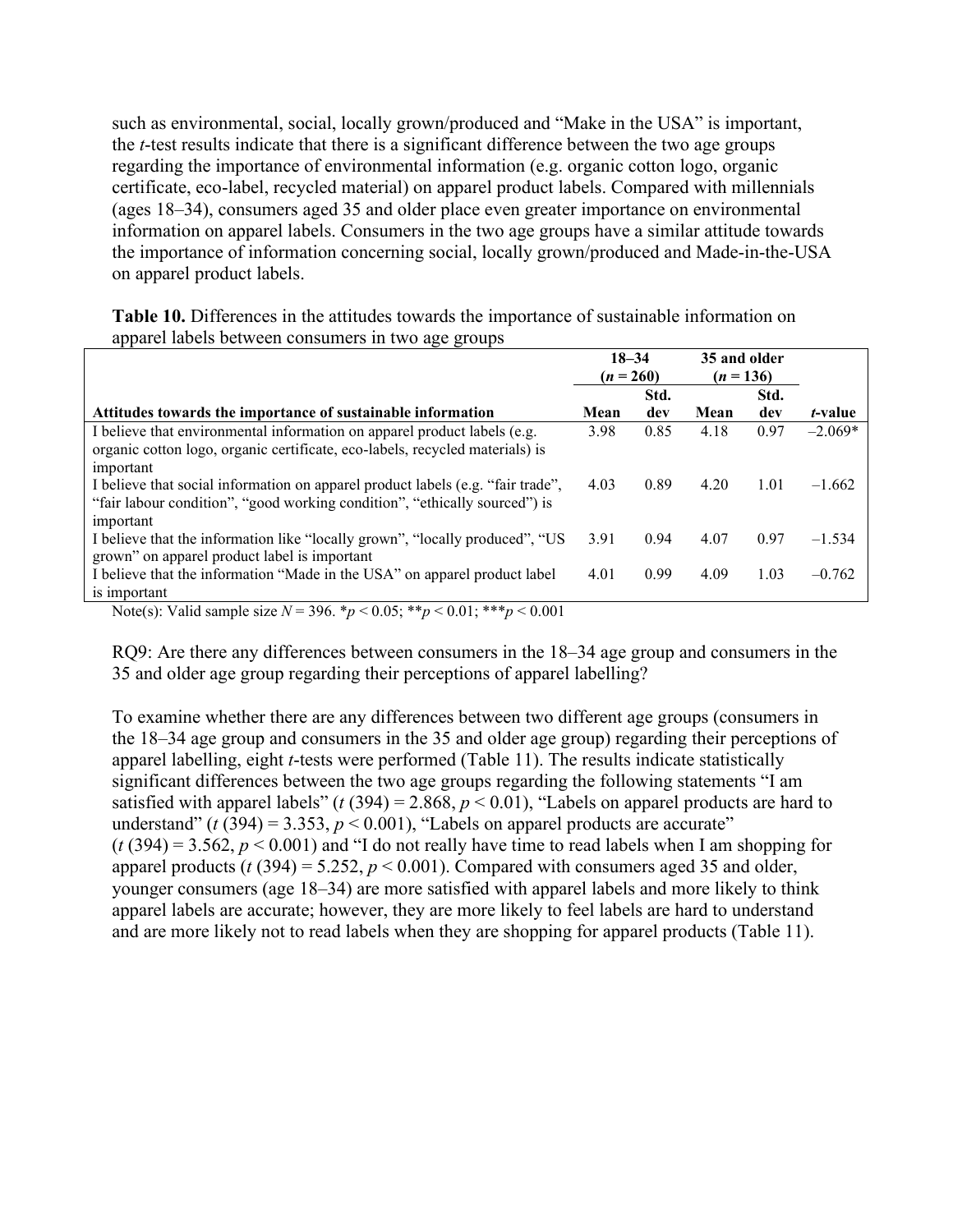such as environmental, social, locally grown/produced and "Make in the USA" is important, the *t*-test results indicate that there is a significant difference between the two age groups regarding the importance of environmental information (e.g. organic cotton logo, organic certificate, eco-label, recycled material) on apparel product labels. Compared with millennials (ages 18–34), consumers aged 35 and older place even greater importance on environmental information on apparel labels. Consumers in the two age groups have a similar attitude towards the importance of information concerning social, locally grown/produced and Made-in-the-USA on apparel product labels.

**Table 10.** Differences in the attitudes towards the importance of sustainable information on apparel labels between consumers in two age groups

| | 18–34 ($n$ = 260) | | 35 and older ($n$ = 136) | | |
|---|---|---|---|---|---|
| **Attitudes towards the importance of sustainable information** | **Mean** | **Std. dev** | **Mean** | **Std. dev** | ***t*-value** |
| I believe that environmental information on apparel product labels (e.g. organic cotton logo, organic certificate, eco-labels, recycled materials) is important | 3.98 | 0.85 | 4.18 | 0.97 | –2.069* |
| I believe that social information on apparel product labels (e.g. "fair trade", "fair labour condition", "good working condition", "ethically sourced") is important | 4.03 | 0.89 | 4.20 | 1.01 | –1.662 |
| I believe that the information like "locally grown", "locally produced", "US grown" on apparel product label is important | 3.91 | 0.94 | 4.07 | 0.97 | –1.534 |
| I believe that the information "Made in the USA" on apparel product label is important | 4.01 | 0.99 | 4.09 | 1.03 | –0.762 |

Note(s): Valid sample size $N$ = 396. *$p < 0.05$; **$p < 0.01$; ***$p < 0.001$

RQ9: Are there any differences between consumers in the 18–34 age group and consumers in the 35 and older age group regarding their perceptions of apparel labelling?

To examine whether there are any differences between two different age groups (consumers in the 18–34 age group and consumers in the 35 and older age group) regarding their perceptions of apparel labelling, eight *t*-tests were performed (Table 11). The results indicate statistically significant differences between the two age groups regarding the following statements "I am satisfied with apparel labels" ($t$ (394) = 2.868, $p < 0.01$), "Labels on apparel products are hard to understand" ($t$ (394) = 3.353, $p < 0.001$), "Labels on apparel products are accurate" ($t$ (394) = 3.562, $p < 0.001$) and "I do not really have time to read labels when I am shopping for apparel products ($t$ (394) = 5.252, $p < 0.001$). Compared with consumers aged 35 and older, younger consumers (age 18–34) are more satisfied with apparel labels and more likely to think apparel labels are accurate; however, they are more likely to feel labels are hard to understand and are more likely not to read labels when they are shopping for apparel products (Table 11).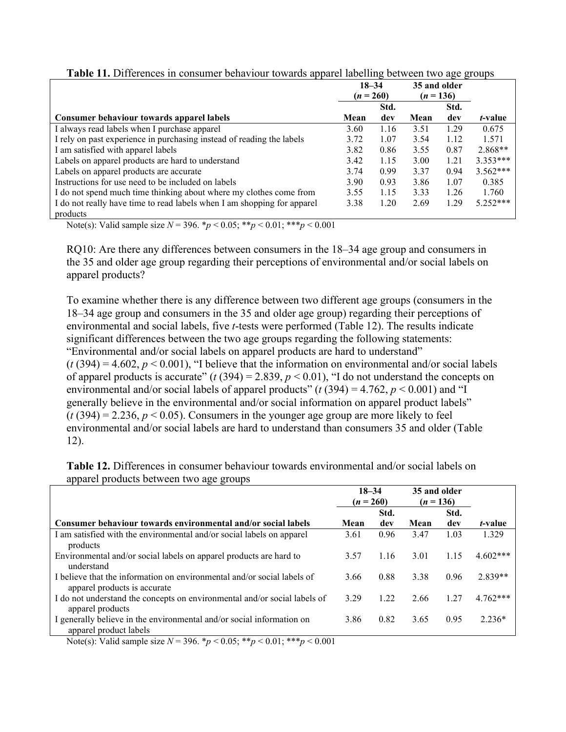**Table 11.** Differences in consumer behaviour towards apparel labelling between two age groups

| | 18–34 ($n$ = 260) | | 35 and older ($n$ = 136) | | |
|---|---|---|---|---|---|
| **Consumer behaviour towards apparel labels** | **Mean** | **Std. dev** | **Mean** | **Std. dev** | ***t*-value** |
| I always read labels when I purchase apparel | 3.60 | 1.16 | 3.51 | 1.29 | 0.675 |
| I rely on past experience in purchasing instead of reading the labels | 3.72 | 1.07 | 3.54 | 1.12 | 1.571 |
| I am satisfied with apparel labels | 3.82 | 0.86 | 3.55 | 0.87 | 2.868** |
| Labels on apparel products are hard to understand | 3.42 | 1.15 | 3.00 | 1.21 | 3.353*** |
| Labels on apparel products are accurate | 3.74 | 0.99 | 3.37 | 0.94 | 3.562*** |
| Instructions for use need to be included on labels | 3.90 | 0.93 | 3.86 | 1.07 | 0.385 |
| I do not spend much time thinking about where my clothes come from | 3.55 | 1.15 | 3.33 | 1.26 | 1.760 |
| I do not really have time to read labels when I am shopping for apparel products | 3.38 | 1.20 | 2.69 | 1.29 | 5.252*** |

Note(s): Valid sample size $N$ = 396. *$p < 0.05$; **$p < 0.01$; ***$p < 0.001$

RQ10: Are there any differences between consumers in the 18–34 age group and consumers in the 35 and older age group regarding their perceptions of environmental and/or social labels on apparel products?

To examine whether there is any difference between two different age groups (consumers in the 18–34 age group and consumers in the 35 and older age group) regarding their perceptions of environmental and social labels, five *t*-tests were performed (Table 12). The results indicate significant differences between the two age groups regarding the following statements: "Environmental and/or social labels on apparel products are hard to understand" ($t$ (394) = 4.602, $p < 0.001$), "I believe that the information on environmental and/or social labels of apparel products is accurate" ($t$ (394) = 2.839, $p < 0.01$), "I do not understand the concepts on environmental and/or social labels of apparel products" ($t$ (394) = 4.762, $p < 0.001$) and "I generally believe in the environmental and/or social information on apparel product labels" ($t$ (394) = 2.236, $p < 0.05$). Consumers in the younger age group are more likely to feel environmental and/or social labels are hard to understand than consumers 35 and older (Table 12).

**Table 12.** Differences in consumer behaviour towards environmental and/or social labels on apparel products between two age groups

| | 18–34 ($n$ = 260) | | 35 and older ($n$ = 136) | | |
|---|---|---|---|---|---|
| **Consumer behaviour towards environmental and/or social labels** | **Mean** | **Std. dev** | **Mean** | **Std. dev** | ***t*-value** |
| I am satisfied with the environmental and/or social labels on apparel products | 3.61 | 0.96 | 3.47 | 1.03 | 1.329 |
| Environmental and/or social labels on apparel products are hard to understand | 3.57 | 1.16 | 3.01 | 1.15 | 4.602*** |
| I believe that the information on environmental and/or social labels of apparel products is accurate | 3.66 | 0.88 | 3.38 | 0.96 | 2.839** |
| I do not understand the concepts on environmental and/or social labels of apparel products | 3.29 | 1.22 | 2.66 | 1.27 | 4.762*** |
| I generally believe in the environmental and/or social information on apparel product labels | 3.86 | 0.82 | 3.65 | 0.95 | 2.236* |

Note(s): Valid sample size $N$ = 396. *$p < 0.05$; **$p < 0.01$; ***$p < 0.001$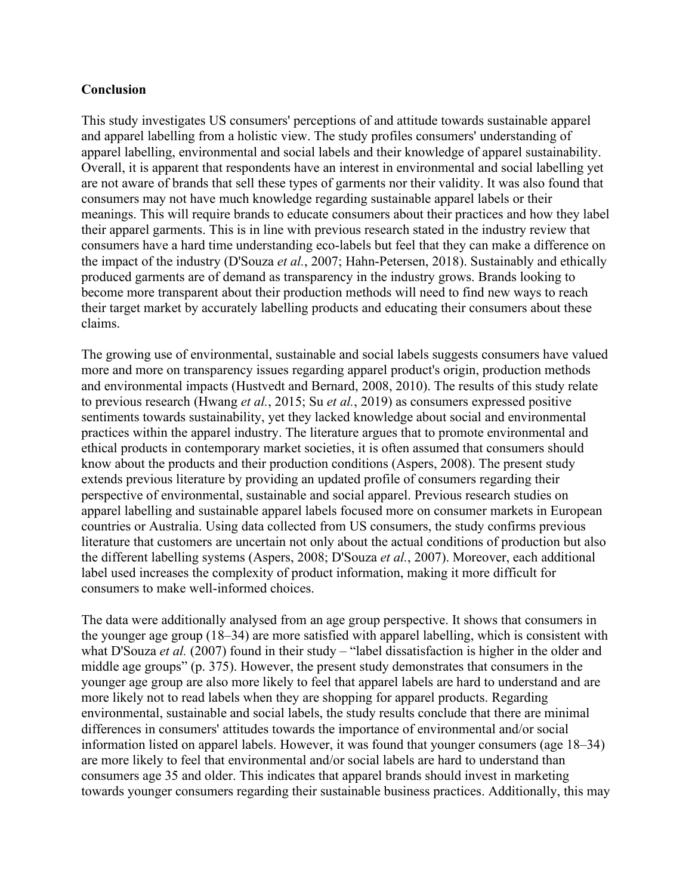## Conclusion

This study investigates US consumers' perceptions of and attitude towards sustainable apparel and apparel labelling from a holistic view. The study profiles consumers' understanding of apparel labelling, environmental and social labels and their knowledge of apparel sustainability. Overall, it is apparent that respondents have an interest in environmental and social labelling yet are not aware of brands that sell these types of garments nor their validity. It was also found that consumers may not have much knowledge regarding sustainable apparel labels or their meanings. This will require brands to educate consumers about their practices and how they label their apparel garments. This is in line with previous research stated in the industry review that consumers have a hard time understanding eco-labels but feel that they can make a difference on the impact of the industry (D'Souza *et al.*, 2007; Hahn-Petersen, 2018). Sustainably and ethically produced garments are of demand as transparency in the industry grows. Brands looking to become more transparent about their production methods will need to find new ways to reach their target market by accurately labelling products and educating their consumers about these claims.

The growing use of environmental, sustainable and social labels suggests consumers have valued more and more on transparency issues regarding apparel product's origin, production methods and environmental impacts (Hustvedt and Bernard, 2008, 2010). The results of this study relate to previous research (Hwang *et al.*, 2015; Su *et al.*, 2019) as consumers expressed positive sentiments towards sustainability, yet they lacked knowledge about social and environmental practices within the apparel industry. The literature argues that to promote environmental and ethical products in contemporary market societies, it is often assumed that consumers should know about the products and their production conditions (Aspers, 2008). The present study extends previous literature by providing an updated profile of consumers regarding their perspective of environmental, sustainable and social apparel. Previous research studies on apparel labelling and sustainable apparel labels focused more on consumer markets in European countries or Australia. Using data collected from US consumers, the study confirms previous literature that customers are uncertain not only about the actual conditions of production but also the different labelling systems (Aspers, 2008; D'Souza *et al.*, 2007). Moreover, each additional label used increases the complexity of product information, making it more difficult for consumers to make well-informed choices.

The data were additionally analysed from an age group perspective. It shows that consumers in the younger age group (18–34) are more satisfied with apparel labelling, which is consistent with what D'Souza *et al.* (2007) found in their study – "label dissatisfaction is higher in the older and middle age groups" (p. 375). However, the present study demonstrates that consumers in the younger age group are also more likely to feel that apparel labels are hard to understand and are more likely not to read labels when they are shopping for apparel products. Regarding environmental, sustainable and social labels, the study results conclude that there are minimal differences in consumers' attitudes towards the importance of environmental and/or social information listed on apparel labels. However, it was found that younger consumers (age 18–34) are more likely to feel that environmental and/or social labels are hard to understand than consumers age 35 and older. This indicates that apparel brands should invest in marketing towards younger consumers regarding their sustainable business practices. Additionally, this may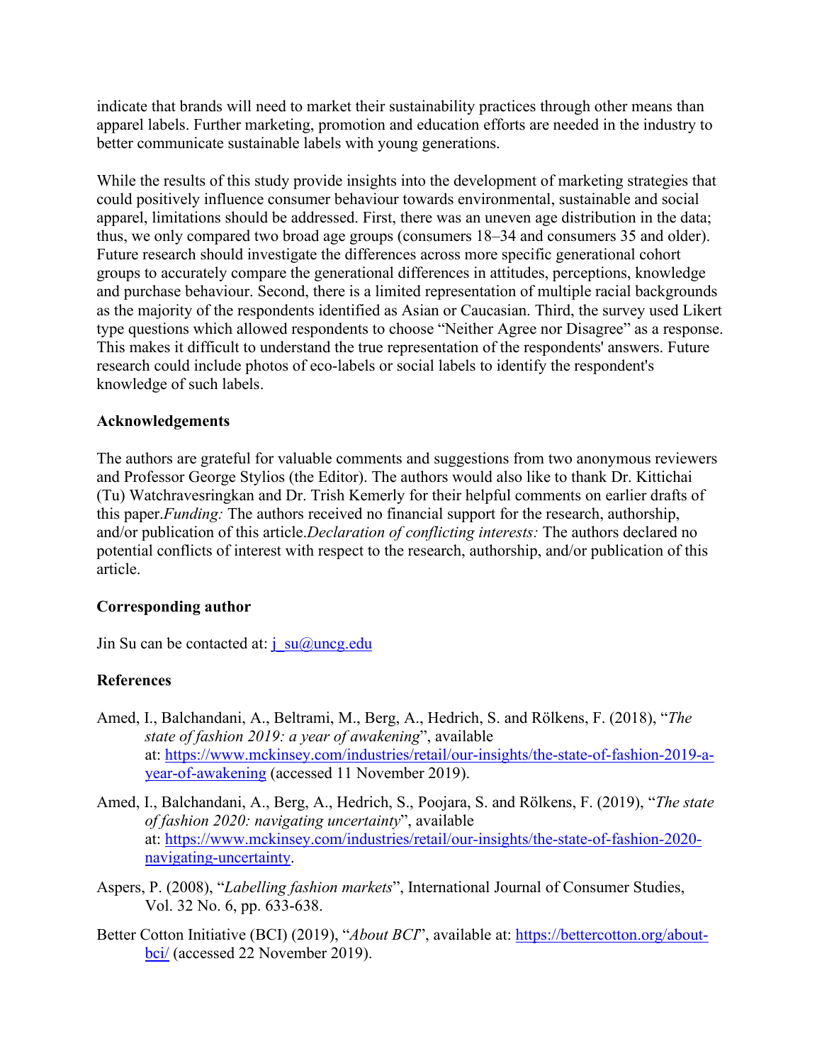indicate that brands will need to market their sustainability practices through other means than apparel labels. Further marketing, promotion and education efforts are needed in the industry to better communicate sustainable labels with young generations.

While the results of this study provide insights into the development of marketing strategies that could positively influence consumer behaviour towards environmental, sustainable and social apparel, limitations should be addressed. First, there was an uneven age distribution in the data; thus, we only compared two broad age groups (consumers 18–34 and consumers 35 and older). Future research should investigate the differences across more specific generational cohort groups to accurately compare the generational differences in attitudes, perceptions, knowledge and purchase behaviour. Second, there is a limited representation of multiple racial backgrounds as the majority of the respondents identified as Asian or Caucasian. Third, the survey used Likert type questions which allowed respondents to choose "Neither Agree nor Disagree" as a response. This makes it difficult to understand the true representation of the respondents' answers. Future research could include photos of eco-labels or social labels to identify the respondent's knowledge of such labels.

### Acknowledgements

The authors are grateful for valuable comments and suggestions from two anonymous reviewers and Professor George Stylios (the Editor). The authors would also like to thank Dr. Kittichai (Tu) Watchravesringkan and Dr. Trish Kemerly for their helpful comments on earlier drafts of this paper.*Funding:* The authors received no financial support for the research, authorship, and/or publication of this article.*Declaration of conflicting interests:* The authors declared no potential conflicts of interest with respect to the research, authorship, and/or publication of this article.

### Corresponding author

Jin Su can be contacted at: [j_su@uncg.edu](mailto:j_su@uncg.edu)

### References

Amed, I., Balchandani, A., Beltrami, M., Berg, A., Hedrich, S. and Rölkens, F. (2018), "*The state of fashion 2019: a year of awakening*", available at: [https://www.mckinsey.com/industries/retail/our-insights/the-state-of-fashion-2019-a-year-of-awakening](https://www.mckinsey.com/industries/retail/our-insights/the-state-of-fashion-2019-a-year-of-awakening) (accessed 11 November 2019).

Amed, I., Balchandani, A., Berg, A., Hedrich, S., Poojara, S. and Rölkens, F. (2019), "*The state of fashion 2020: navigating uncertainty*", available at: [https://www.mckinsey.com/industries/retail/our-insights/the-state-of-fashion-2020-navigating-uncertainty](https://www.mckinsey.com/industries/retail/our-insights/the-state-of-fashion-2020-navigating-uncertainty).

Aspers, P. (2008), "*Labelling fashion markets*", International Journal of Consumer Studies, Vol. 32 No. 6, pp. 633-638.

Better Cotton Initiative (BCI) (2019), "*About BCI*", available at: [https://bettercotton.org/about-bci/](https://bettercotton.org/about-bci/) (accessed 22 November 2019).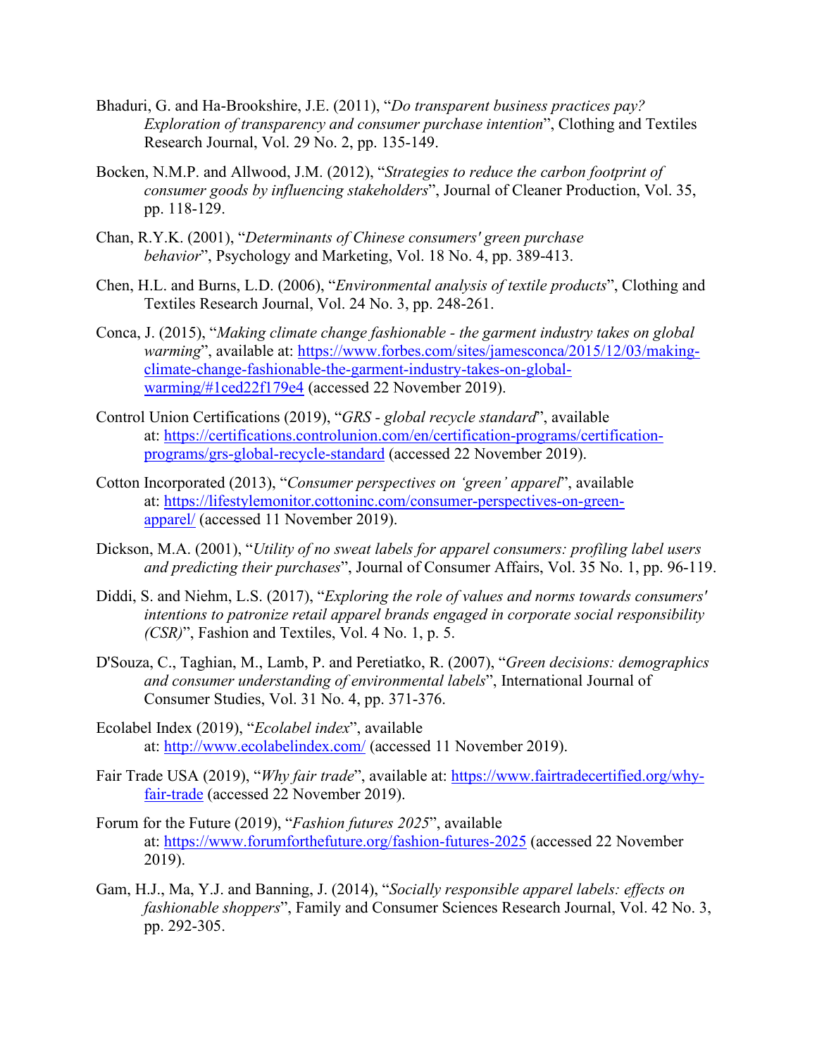Bhaduri, G. and Ha-Brookshire, J.E. (2011), "*Do transparent business practices pay? Exploration of transparency and consumer purchase intention*", Clothing and Textiles Research Journal, Vol. 29 No. 2, pp. 135-149.

Bocken, N.M.P. and Allwood, J.M. (2012), "*Strategies to reduce the carbon footprint of consumer goods by influencing stakeholders*", Journal of Cleaner Production, Vol. 35, pp. 118-129.

Chan, R.Y.K. (2001), "*Determinants of Chinese consumers' green purchase behavior*", Psychology and Marketing, Vol. 18 No. 4, pp. 389-413.

Chen, H.L. and Burns, L.D. (2006), "*Environmental analysis of textile products*", Clothing and Textiles Research Journal, Vol. 24 No. 3, pp. 248-261.

Conca, J. (2015), "*Making climate change fashionable - the garment industry takes on global warming*", available at: [https://www.forbes.com/sites/jamesconca/2015/12/03/making-climate-change-fashionable-the-garment-industry-takes-on-global-warming/#1ced22f179e4](https://www.forbes.com/sites/jamesconca/2015/12/03/making-climate-change-fashionable-the-garment-industry-takes-on-global-warming/#1ced22f179e4) (accessed 22 November 2019).

Control Union Certifications (2019), "*GRS - global recycle standard*", available at: [https://certifications.controlunion.com/en/certification-programs/certification-programs/grs-global-recycle-standard](https://certifications.controlunion.com/en/certification-programs/certification-programs/grs-global-recycle-standard) (accessed 22 November 2019).

Cotton Incorporated (2013), "*Consumer perspectives on 'green' apparel*", available at: [https://lifestylemonitor.cottoninc.com/consumer-perspectives-on-green-apparel/](https://lifestylemonitor.cottoninc.com/consumer-perspectives-on-green-apparel/) (accessed 11 November 2019).

Dickson, M.A. (2001), "*Utility of no sweat labels for apparel consumers: profiling label users and predicting their purchases*", Journal of Consumer Affairs, Vol. 35 No. 1, pp. 96-119.

Diddi, S. and Niehm, L.S. (2017), "*Exploring the role of values and norms towards consumers' intentions to patronize retail apparel brands engaged in corporate social responsibility (CSR)*", Fashion and Textiles, Vol. 4 No. 1, p. 5.

D'Souza, C., Taghian, M., Lamb, P. and Peretiatko, R. (2007), "*Green decisions: demographics and consumer understanding of environmental labels*", International Journal of Consumer Studies, Vol. 31 No. 4, pp. 371-376.

Ecolabel Index (2019), "*Ecolabel index*", available at: [http://www.ecolabelindex.com/](http://www.ecolabelindex.com/) (accessed 11 November 2019).

Fair Trade USA (2019), "*Why fair trade*", available at: [https://www.fairtradecertified.org/why-fair-trade](https://www.fairtradecertified.org/why-fair-trade) (accessed 22 November 2019).

Forum for the Future (2019), "*Fashion futures 2025*", available at: [https://www.forumforthefuture.org/fashion-futures-2025](https://www.forumforthefuture.org/fashion-futures-2025) (accessed 22 November 2019).

Gam, H.J., Ma, Y.J. and Banning, J. (2014), "*Socially responsible apparel labels: effects on fashionable shoppers*", Family and Consumer Sciences Research Journal, Vol. 42 No. 3, pp. 292-305.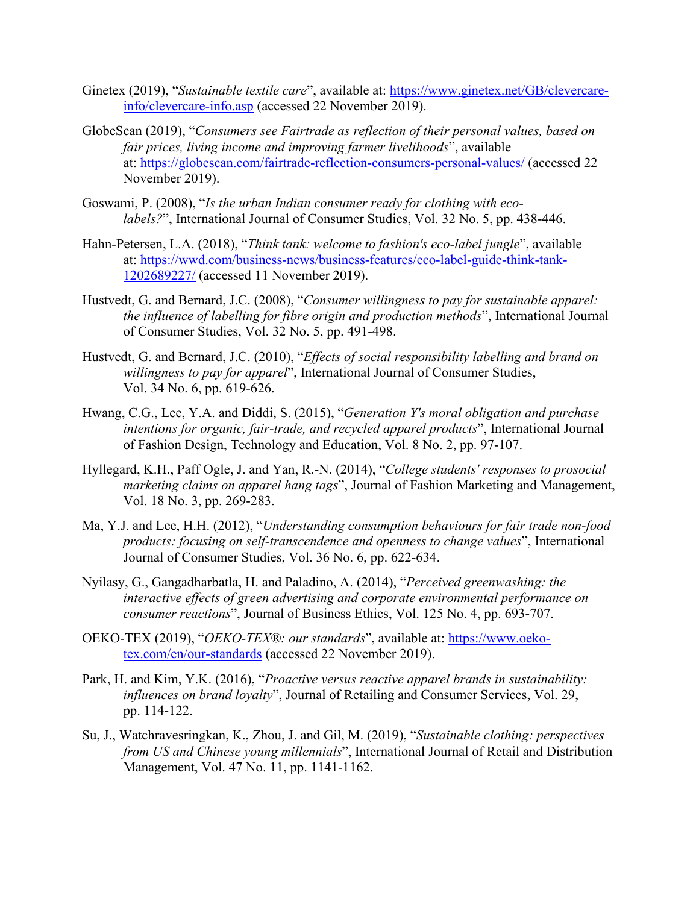Ginetex (2019), “*Sustainable textile care*”, available at: https://www.ginetex.net/GB/clevercare-info/clevercare-info.asp (accessed 22 November 2019).

GlobeScan (2019), “*Consumers see Fairtrade as reflection of their personal values, based on fair prices, living income and improving farmer livelihoods*”, available at: https://globescan.com/fairtrade-reflection-consumers-personal-values/ (accessed 22 November 2019).

Goswami, P. (2008), “*Is the urban Indian consumer ready for clothing with eco-labels?*”, International Journal of Consumer Studies, Vol. 32 No. 5, pp. 438-446.

Hahn-Petersen, L.A. (2018), “*Think tank: welcome to fashion's eco-label jungle*”, available at: https://wwd.com/business-news/business-features/eco-label-guide-think-tank-1202689227/ (accessed 11 November 2019).

Hustvedt, G. and Bernard, J.C. (2008), “*Consumer willingness to pay for sustainable apparel: the influence of labelling for fibre origin and production methods*”, International Journal of Consumer Studies, Vol. 32 No. 5, pp. 491-498.

Hustvedt, G. and Bernard, J.C. (2010), “*Effects of social responsibility labelling and brand on willingness to pay for apparel*”, International Journal of Consumer Studies, Vol. 34 No. 6, pp. 619-626.

Hwang, C.G., Lee, Y.A. and Diddi, S. (2015), “*Generation Y's moral obligation and purchase intentions for organic, fair-trade, and recycled apparel products*”, International Journal of Fashion Design, Technology and Education, Vol. 8 No. 2, pp. 97-107.

Hyllegard, K.H., Paff Ogle, J. and Yan, R.-N. (2014), “*College students' responses to prosocial marketing claims on apparel hang tags*”, Journal of Fashion Marketing and Management, Vol. 18 No. 3, pp. 269-283.

Ma, Y.J. and Lee, H.H. (2012), “*Understanding consumption behaviours for fair trade non-food products: focusing on self-transcendence and openness to change values*”, International Journal of Consumer Studies, Vol. 36 No. 6, pp. 622-634.

Nyilasy, G., Gangadharbatla, H. and Paladino, A. (2014), “*Perceived greenwashing: the interactive effects of green advertising and corporate environmental performance on consumer reactions*”, Journal of Business Ethics, Vol. 125 No. 4, pp. 693-707.

OEKO-TEX (2019), “*OEKO-TEX®: our standards*”, available at: https://www.oeko-tex.com/en/our-standards (accessed 22 November 2019).

Park, H. and Kim, Y.K. (2016), “*Proactive versus reactive apparel brands in sustainability: influences on brand loyalty*”, Journal of Retailing and Consumer Services, Vol. 29, pp. 114-122.

Su, J., Watchravesringkan, K., Zhou, J. and Gil, M. (2019), “*Sustainable clothing: perspectives from US and Chinese young millennials*”, International Journal of Retail and Distribution Management, Vol. 47 No. 11, pp. 1141-1162.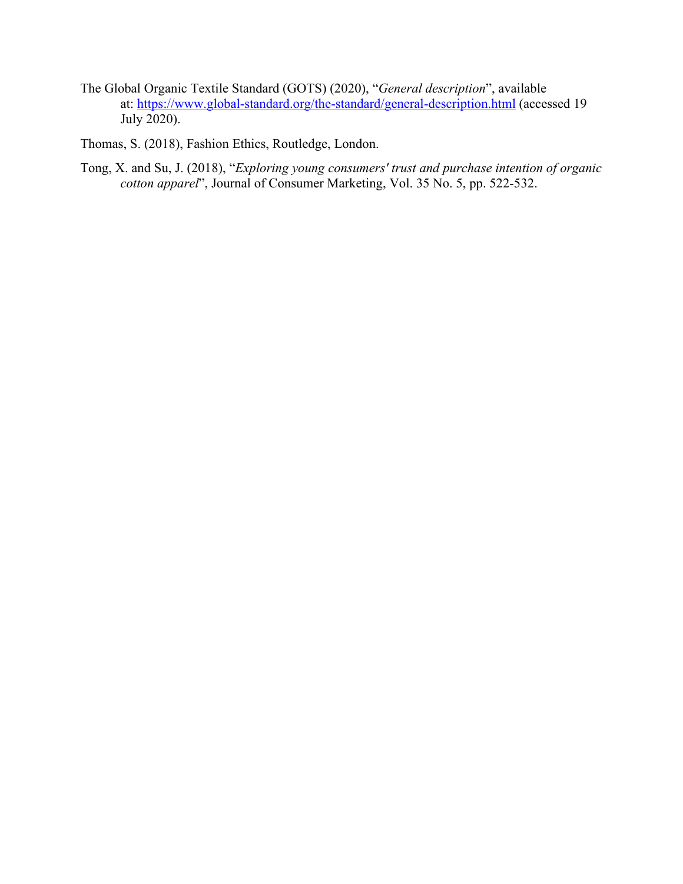The Global Organic Textile Standard (GOTS) (2020), "*General description*", available at: https://www.global-standard.org/the-standard/general-description.html (accessed 19 July 2020).

Thomas, S. (2018), Fashion Ethics, Routledge, London.

Tong, X. and Su, J. (2018), "*Exploring young consumers' trust and purchase intention of organic cotton apparel*", Journal of Consumer Marketing, Vol. 35 No. 5, pp. 522-532.